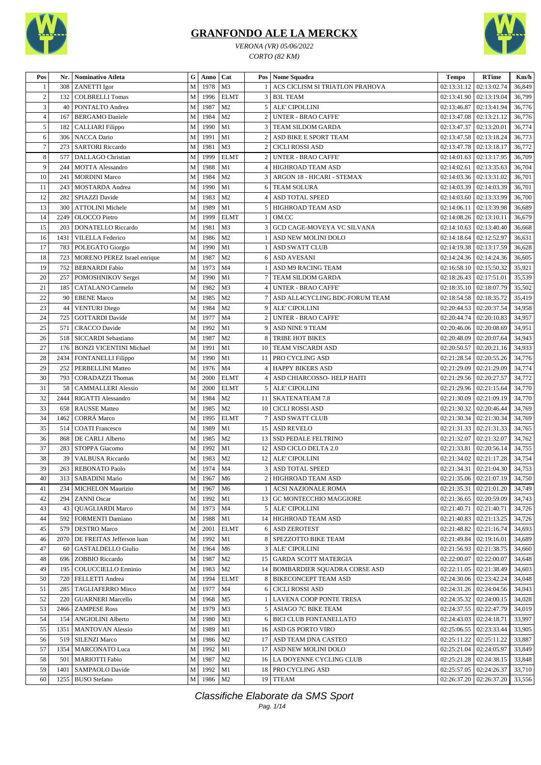# GRANFONDO ALE LA MERCKX

*VERONA (VR) 05/06/2022*

*CORTO (82 KM)*

| Pos | Nr. | Nominativo Atleta | G | Anno | Cat | Pos | Nome Squadra | Tempo | RTime | Km/h |
|---|---|---|---|---|---|---|---|---|---|---|
| 1 | 308 | ZANETTI Igor | M | 1978 | M3 | 1 | ACS CICLISM SI TRIATLON PRAHOVA | 02:13:31.12 | 02:13:02.74 | 36,849 |
| 2 | 132 | COLBRELLI Tomas | M | 1996 | ELMT | 3 | B3L TEAM | 02:13:41.90 | 02:13:19.04 | 36,799 |
| 3 | 40 | PONTALTO Andrea | M | 1987 | M2 | 5 | ALE' CIPOLLINI | 02:13:46.87 | 02:13:41.94 | 36,776 |
| 4 | 167 | BERGAMO Daniele | M | 1984 | M2 | 2 | UNTER - BRAO CAFFE' | 02:13:47.08 | 02:13:21.12 | 36,776 |
| 5 | 182 | CALLIARI Filippo | M | 1990 | M1 | 3 | TEAM SILDOM GARDA | 02:13:47.37 | 02:13:20.01 | 36,774 |
| 6 | 306 | NACCA Dario | M | 1991 | M1 | 2 | ASD BIKE E SPORT TEAM | 02:13:47.58 | 02:13:18.24 | 36,773 |
| 7 | 273 | SARTORI Riccardo | M | 1981 | M3 | 2 | CICLI ROSSI ASD | 02:13:47.78 | 02:13:18.17 | 36,772 |
| 8 | 577 | DALLAGO Christian | M | 1999 | ELMT | 2 | UNTER - BRAO CAFFE' | 02:14:01.63 | 02:13:17.95 | 36,709 |
| 9 | 244 | MOTTA Alessandro | M | 1988 | M1 | 4 | HIGHROAD TEAM ASD | 02:14:02.61 | 02:13:35.63 | 36,704 |
| 10 | 241 | MORDINI Marco | M | 1984 | M2 | 3 | ARGON 18 - HICARI - STEMAX | 02:14:03.36 | 02:13:31.02 | 36,701 |
| 11 | 243 | MOSTARDA Andrea | M | 1990 | M1 | 6 | TEAM SOLURA | 02:14:03.39 | 02:14:03.39 | 36,701 |
| 12 | 282 | SPIAZZI Davide | M | 1983 | M2 | 4 | ASD TOTAL SPEED | 02:14:03.60 | 02:13:33.99 | 36,700 |
| 13 | 300 | ATTOLINI Michele | M | 1989 | M1 | 5 | HIGHROAD TEAM ASD | 02:14:06.11 | 02:13:39.98 | 36,689 |
| 14 | 2249 | OLOCCO Pietro | M | 1999 | ELMT | 1 | OM.CC | 02:14:08.26 | 02:13:10.11 | 36,679 |
| 15 | 203 | DONATELLO Riccardo | M | 1981 | M3 | 3 | GCD CAGE-MOVEYA VC SILVANA | 02:14:10.63 | 02:13:40.40 | 36,668 |
| 16 | 1431 | VILELLA Federico | M | 1986 | M2 | 1 | ASD NEW MOLINI DOLO | 02:14:18.64 | 02:12:52.97 | 36,631 |
| 17 | 783 | POLEGATO Giorgio | M | 1990 | M1 | 1 | ASD SWATT CLUB | 02:14:19.38 | 02:13:17.59 | 36,628 |
| 18 | 723 | MORENO PEREZ Israel enrique | M | 1987 | M2 | 6 | ASD AVESANI | 02:14:24.36 | 02:14:24.36 | 36,605 |
| 19 | 752 | BERNARDI Fabio | M | 1973 | M4 | 1 | ASD M9 RACING TEAM | 02:16:58.10 | 02:15:50.32 | 35,921 |
| 20 | 257 | POMOSHNIKOV Sergei | M | 1990 | M1 | 7 | TEAM SILDOM GARDA | 02:18:26.43 | 02:17:51.01 | 35,539 |
| 21 | 185 | CATALANO Carmelo | M | 1982 | M3 | 4 | UNTER - BRAO CAFFE' | 02:18:35.10 | 02:18:07.79 | 35,502 |
| 22 | 90 | EBENE Marco | M | 1985 | M2 | 7 | ASD ALL4CYCLING BDC-FORUM TEAM | 02:18:54.58 | 02:18:35.72 | 35,419 |
| 23 | 44 | VENTURI Diego | M | 1984 | M2 | 9 | ALE' CIPOLLINI | 02:20:44.53 | 02:20:37.54 | 34,958 |
| 24 | 725 | GOTTARDI Davide | M | 1977 | M4 | 2 | UNTER - BRAO CAFFE' | 02:20:44.74 | 02:20:10.83 | 34,957 |
| 25 | 571 | CRACCO Davide | M | 1992 | M1 | 9 | ASD NINE 9 TEAM | 02:20:46.06 | 02:20:08.69 | 34,951 |
| 26 | 518 | SICCARDI Sebastiano | M | 1987 | M2 | 8 | TRIBE HOT BIKES | 02:20:48.09 | 02:20:07.64 | 34,943 |
| 27 | 176 | BONZI VICENTINI Michael | M | 1991 | M1 | 10 | TEAM VISCARDI ASD | 02:20:50.57 | 02:20:21.16 | 34,933 |
| 28 | 2434 | FONTANELLI Filippo | M | 1990 | M1 | 11 | PRO CYCLING ASD | 02:21:28.54 | 02:20:55.26 | 34,776 |
| 29 | 252 | PERBELLINI Matteo | M | 1976 | M4 | 4 | HAPPY BIKERS ASD | 02:21:29.09 | 02:21:29.09 | 34,774 |
| 30 | 793 | CORADAZZI Thomas | M | 2000 | ELMT | 4 | ASD CHIARCOSSO- HELP HAITI | 02:21:29.56 | 02:20:27.57 | 34,772 |
| 31 | 58 | CAMMALLERI Alessio | M | 2000 | ELMT | 5 | ALE' CIPOLLINI | 02:21:29.96 | 02:21:15.64 | 34,770 |
| 32 | 2444 | RIGATTI Alessandro | M | 1984 | M2 | 11 | SKATENATEAM 7.8 | 02:21:30.09 | 02:21:09.19 | 34,770 |
| 33 | 658 | RAUSSE Matteo | M | 1985 | M2 | 10 | CICLI ROSSI ASD | 02:21:30.32 | 02:20:46.44 | 34,769 |
| 34 | 1462 | CORRÁ Marco | M | 1995 | ELMT | 7 | ASD SWATT CLUB | 02:21:30.34 | 02:21:30.34 | 34,769 |
| 35 | 514 | COATI Francesco | M | 1989 | M1 | 15 | ASD REVELO | 02:21:31.33 | 02:21:31.33 | 34,765 |
| 36 | 868 | DE CARLI Alberto | M | 1985 | M2 | 13 | SSD PEDALE FELTRINO | 02:21:32.07 | 02:21:32.07 | 34,762 |
| 37 | 283 | STOPPA Giacomo | M | 1992 | M1 | 12 | ASD CICLO DELTA 2.0 | 02:21:33.81 | 02:20:56.14 | 34,755 |
| 38 | 39 | VALBUSA Riccardo | M | 1983 | M2 | 12 | ALE' CIPOLLINI | 02:21:34.02 | 02:21:17.28 | 34,754 |
| 39 | 263 | REBONATO Paolo | M | 1974 | M4 | 3 | ASD TOTAL SPEED | 02:21:34.31 | 02:21:04.30 | 34,753 |
| 40 | 313 | SABADINI Mario | M | 1967 | M6 | 2 | HIGHROAD TEAM ASD | 02:21:35.06 | 02:21:07.19 | 34,750 |
| 41 | 234 | MICHELON Maurizio | M | 1967 | M6 | 1 | ACSI NAZIONALE ROMA | 02:21:35.31 | 02:21:01.20 | 34,749 |
| 42 | 294 | ZANNI Oscar | M | 1992 | M1 | 13 | GC MONTECCHIO MAGGIORE | 02:21:36.65 | 02:20:59.09 | 34,743 |
| 43 | 43 | QUAGLIARDI Marco | M | 1973 | M4 | 5 | ALE' CIPOLLINI | 02:21:40.71 | 02:21:40.71 | 34,726 |
| 44 | 592 | FORMENTI Damiano | M | 1988 | M1 | 14 | HIGHROAD TEAM ASD | 02:21:40.83 | 02:21:13.25 | 34,726 |
| 45 | 579 | DESTRO Marco | M | 2001 | ELMT | 6 | ASD ZEROTEST | 02:21:48.82 | 02:21:16.74 | 34,693 |
| 46 | 2070 | DE FREITAS Jefferson luan | M | 1992 | M1 | 8 | SPEZZOTTO BIKE TEAM | 02:21:49.84 | 02:19:16.01 | 34,689 |
| 47 | 60 | GASTALDELLO Giulio | M | 1964 | M6 | 3 | ALE' CIPOLLINI | 02:21:56.93 | 02:21:38.75 | 34,660 |
| 48 | 696 | ZOBBIO Riccardo | M | 1987 | M2 | 15 | GARDA SCOTT MATERGIA | 02:22:00.07 | 02:22:00.07 | 34,648 |
| 49 | 195 | COLUCCIELLO Erminio | M | 1983 | M2 | 14 | BOMBARDIER SQUADRA CORSE ASD | 02:22:11.05 | 02:21:38.49 | 34,603 |
| 50 | 720 | FELLETTI Andrea | M | 1994 | ELMT | 8 | BIKECONCEPT TEAM ASD | 02:24:30.06 | 02:23:42.24 | 34,048 |
| 51 | 285 | TAGLIAFERRO Mirco | M | 1977 | M4 | 6 | CICLI ROSSI ASD | 02:24:31.26 | 02:24:04.56 | 34,043 |
| 52 | 220 | GUARNERI Marcello | M | 1968 | M5 | 1 | LAVENA COOP PONTE TRESA | 02:24:35.32 | 02:24:00.15 | 34,028 |
| 53 | 2466 | ZAMPESE Ross | M | 1979 | M3 | 5 | ASIAGO 7C BIKE TEAM | 02:24:37.55 | 02:22:47.79 | 34,019 |
| 54 | 154 | ANGIOLINI Alberto | M | 1980 | M3 | 6 | BICI CLUB FONTANELLATO | 02:24:43.03 | 02:24:18.71 | 33,997 |
| 55 | 1351 | MANTOVAN Alessio | M | 1989 | M1 | 16 | ASD GS PORTO VIRO | 02:25:06.55 | 02:23:33.44 | 33,905 |
| 56 | 519 | SILENZI Marco | M | 1986 | M2 | 17 | ASD TEAM DNA CASTEO | 02:25:11.22 | 02:25:11.22 | 33,887 |
| 57 | 1354 | MARCONATO Luca | M | 1992 | M1 | 17 | ASD NEW MOLINI DOLO | 02:25:21.04 | 02:24:05.97 | 33,849 |
| 58 | 501 | MARIOTTI Fabio | M | 1987 | M2 | 16 | LA DOYENNE CYCLING CLUB | 02:25:21.28 | 02:24:38.15 | 33,848 |
| 59 | 1401 | SAMPAOLO Davide | M | 1992 | M1 | 18 | PRO CYCLING ASD | 02:25:57.05 | 02:24:26.37 | 33,710 |
| 60 | 1255 | BUSO Stefano | M | 1986 | M2 | 19 | TTEAM | 02:26:37.20 | 02:26:37.20 | 33,556 |

*Classifiche Elaborate da SMS Sport*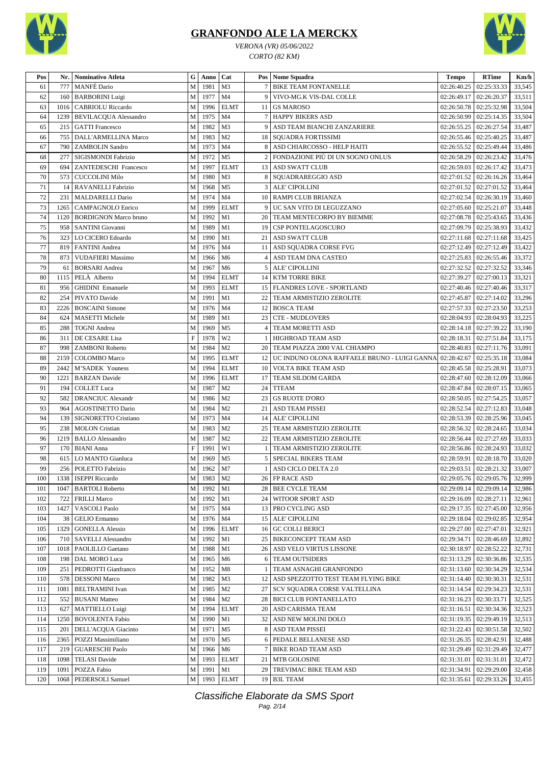# GRANFONDO ALE LA MERCKX

*VERONA (VR) 05/06/2022*

*CORTO (82 KM)*

| Pos | Nr. | Nominativo Atleta | G | Anno | Cat | Pos | Nome Squadra | Tempo | RTime | Km/h |
|---|---|---|---|---|---|---|---|---|---|---|
| 61 | 777 | MANFÈ Dario | M | 1981 | M3 | 7 | BIKE TEAM FONTANELLE | 02:26:40.25 | 02:25:33.33 | 33,545 |
| 62 | 160 | BARBORINI Luigi | M | 1977 | M4 | 9 | VIVO-MG.K VIS-DAL COLLE | 02:26:49.17 | 02:26:20.37 | 33,511 |
| 63 | 1016 | CABRIOLU Riccardo | M | 1996 | ELMT | 11 | GS MAROSO | 02:26:50.78 | 02:25:32.98 | 33,504 |
| 64 | 1239 | BEVILACQUA Alessandro | M | 1975 | M4 | 7 | HAPPY BIKERS ASD | 02:26:50.99 | 02:25:14.35 | 33,504 |
| 65 | 215 | GATTI Francesco | M | 1982 | M3 | 9 | ASD TEAM BIANCHI ZANZARIERE | 02:26:55.25 | 02:26:27.54 | 33,487 |
| 66 | 755 | DALL'ARMELLINA Marco | M | 1983 | M2 | 18 | SQUADRA FORTISSIMI | 02:26:55.46 | 02:25:40.25 | 33,487 |
| 67 | 790 | ZAMBOLIN Sandro | M | 1973 | M4 | 8 | ASD CHIARCOSSO - HELP HAITI | 02:26:55.52 | 02:25:49.44 | 33,486 |
| 68 | 277 | SIGISMONDI Fabrizio | M | 1972 | M5 | 2 | FONDAZIONE PIÙ DI UN SOGNO ONLUS | 02:26:58.29 | 02:26:23.42 | 33,476 |
| 69 | 694 | ZANTEDESCHI Francesco | M | 1997 | ELMT | 13 | ASD SWATT CLUB | 02:26:59.03 | 02:26:17.42 | 33,473 |
| 70 | 573 | CUCCOLINI Milo | M | 1980 | M3 | 8 | SQUADRAREGGIO ASD | 02:27:01.52 | 02:26:16.26 | 33,464 |
| 71 | 14 | RAVANELLI Fabrizio | M | 1968 | M5 | 3 | ALE' CIPOLLINI | 02:27:01.52 | 02:27:01.52 | 33,464 |
| 72 | 231 | MALDARELLI Dario | M | 1974 | M4 | 10 | RAMPI CLUB BRIANZA | 02:27:02.54 | 02:26:30.19 | 33,460 |
| 73 | 1265 | CAMPAGNOLO Enrico | M | 1999 | ELMT | 9 | UC SAN VITO DI LEGUZZANO | 02:27:05.60 | 02:25:21.07 | 33,448 |
| 74 | 1120 | BORDIGNON Marco bruno | M | 1992 | M1 | 20 | TEAM MENTECORPO BY BIEMME | 02:27:08.78 | 02:25:43.65 | 33,436 |
| 75 | 958 | SANTINI Giovanni | M | 1989 | M1 | 19 | CSP PONTELAGOSCURO | 02:27:09.79 | 02:25:38.93 | 33,432 |
| 76 | 323 | LO CICERO Edoardo | M | 1990 | M1 | 21 | ASD SWATT CLUB | 02:27:11.68 | 02:27:11.68 | 33,425 |
| 77 | 819 | FANTINI Andrea | M | 1976 | M4 | 11 | ASD SQUADRA CORSE FVG | 02:27:12.49 | 02:27:12.49 | 33,422 |
| 78 | 873 | VUDAFIERI Massimo | M | 1966 | M6 | 4 | ASD TEAM DNA CASTEO | 02:27:25.83 | 02:26:55.46 | 33,372 |
| 79 | 61 | BORSARI Andrea | M | 1967 | M6 | 5 | ALE' CIPOLLINI | 02:27:32.52 | 02:27:32.52 | 33,346 |
| 80 | 1115 | PELÀ Alberto | M | 1994 | ELMT | 14 | KTM TORRE BIKE | 02:27:39.27 | 02:27:00.13 | 33,321 |
| 81 | 956 | GHIDINI Emanuele | M | 1993 | ELMT | 15 | FLANDRES LOVE - SPORTLAND | 02:27:40.46 | 02:27:40.46 | 33,317 |
| 82 | 254 | PIVATO Davide | M | 1991 | M1 | 22 | TEAM ARMISTIZIO ZEROLITE | 02:27:45.87 | 02:27:14.02 | 33,296 |
| 83 | 2226 | BOSCAINI Simone | M | 1976 | M4 | 12 | BOSCA TEAM | 02:27:57.33 | 02:27:23.50 | 33,253 |
| 84 | 624 | MASETTI Michele | M | 1989 | M1 | 23 | CTE - MUDLOVERS | 02:28:04.93 | 02:28:04.93 | 33,225 |
| 85 | 288 | TOGNI Andrea | M | 1969 | M5 | 4 | TEAM MORETTI ASD | 02:28:14.18 | 02:27:39.22 | 33,190 |
| 86 | 311 | DE CESARE Lisa | F | 1978 | W2 | 1 | HIGHROAD TEAM ASD | 02:28:18.31 | 02:27:51.84 | 33,175 |
| 87 | 998 | ZAMBONI Roberto | M | 1984 | M2 | 20 | TEAM PIAZZA 2000 VAL CHIAMPO | 02:28:40.83 | 02:27:11.76 | 33,091 |
| 88 | 2159 | COLOMBO Marco | M | 1995 | ELMT | 12 | UC INDUNO OLONA RAFFAELE BRUNO - LUIGI GANNA | 02:28:42.67 | 02:25:35.18 | 33,084 |
| 89 | 2442 | M'SADEK Youness | M | 1994 | ELMT | 10 | VOLTA BIKE TEAM ASD | 02:28:45.58 | 02:25:28.91 | 33,073 |
| 90 | 1221 | BARZAN Davide | M | 1996 | ELMT | 17 | TEAM SILDOM GARDA | 02:28:47.60 | 02:28:12.09 | 33,066 |
| 91 | 194 | COLLET Luca | M | 1987 | M2 | 24 | TTEAM | 02:28:47.84 | 02:28:07.15 | 33,065 |
| 92 | 582 | DRANCIUC Alexandr | M | 1986 | M2 | 23 | GS RUOTE D'ORO | 02:28:50.05 | 02:27:54.25 | 33,057 |
| 93 | 964 | AGOSTINETTO Dario | M | 1984 | M2 | 21 | ASD TEAM PISSEI | 02:28:52.54 | 02:27:12.83 | 33,048 |
| 94 | 139 | SIGNORETTO Cristiano | M | 1973 | M4 | 14 | ALE' CIPOLLINI | 02:28:53.39 | 02:28:25.96 | 33,045 |
| 95 | 238 | MOLON Cristian | M | 1983 | M2 | 25 | TEAM ARMISTIZIO ZEROLITE | 02:28:56.32 | 02:28:24.65 | 33,034 |
| 96 | 1219 | BALLO Alessandro | M | 1987 | M2 | 22 | TEAM ARMISTIZIO ZEROLITE | 02:28:56.44 | 02:27:27.69 | 33,033 |
| 97 | 170 | BIANI Anna | F | 1991 | W1 | 1 | TEAM ARMISTIZIO ZEROLITE | 02:28:56.86 | 02:28:24.93 | 33,032 |
| 98 | 615 | LO MANTO Gianluca | M | 1969 | M5 | 5 | SPECIAL BIKERS TEAM | 02:28:59.91 | 02:28:18.70 | 33,020 |
| 99 | 256 | POLETTO Fabrizio | M | 1962 | M7 | 1 | ASD CICLO DELTA 2.0 | 02:29:03.51 | 02:28:21.32 | 33,007 |
| 100 | 1338 | ISEPPI Riccardo | M | 1983 | M2 | 26 | FP RACE ASD | 02:29:05.76 | 02:29:05.76 | 32,999 |
| 101 | 1047 | BARTOLI Roberto | M | 1992 | M1 | 28 | BEE CYCLE TEAM | 02:29:09.14 | 02:29:09.14 | 32,986 |
| 102 | 722 | FRILLI Marco | M | 1992 | M1 | 24 | WITOOR SPORT ASD | 02:29:16.09 | 02:28:27.11 | 32,961 |
| 103 | 1427 | VASCOLI Paolo | M | 1975 | M4 | 13 | PRO CYCLING ASD | 02:29:17.35 | 02:27:45.00 | 32,956 |
| 104 | 38 | GELIO Ermanno | M | 1976 | M4 | 15 | ALE' CIPOLLINI | 02:29:18.04 | 02:29:02.85 | 32,954 |
| 105 | 1329 | GONELLA Alessio | M | 1996 | ELMT | 16 | GC COLLI BERICI | 02:29:27.00 | 02:27:47.01 | 32,921 |
| 106 | 710 | SAVELLI Alessandro | M | 1992 | M1 | 25 | BIKECONCEPT TEAM ASD | 02:29:34.71 | 02:28:46.69 | 32,892 |
| 107 | 1018 | PAOLILLO Gaetano | M | 1988 | M1 | 26 | ASD VELO VIRTUS LISSONE | 02:30:18.97 | 02:28:52.22 | 32,731 |
| 108 | 198 | DAL MORO Luca | M | 1965 | M6 | 6 | TEAM OUTSIDERS | 02:31:13.29 | 02:30:36.86 | 32,535 |
| 109 | 251 | PEDROTTI Gianfranco | M | 1952 | M8 | 1 | TEAM ASNAGHI GRANFONDO | 02:31:13.60 | 02:30:34.29 | 32,534 |
| 110 | 578 | DESSONI Marco | M | 1982 | M3 | 12 | ASD SPEZZOTTO TEST TEAM FLYING BIKE | 02:31:14.40 | 02:30:30.31 | 32,531 |
| 111 | 1081 | BELTRAMINI Ivan | M | 1985 | M2 | 27 | SCV SQUADRA CORSE VALTELLINA | 02:31:14.54 | 02:29:34.23 | 32,531 |
| 112 | 552 | BUSANI Matteo | M | 1984 | M2 | 28 | BICI CLUB FONTANELLATO | 02:31:16.23 | 02:30:33.71 | 32,525 |
| 113 | 627 | MATTIELLO Luigi | M | 1994 | ELMT | 20 | ASD CARISMA TEAM | 02:31:16.51 | 02:30:34.36 | 32,523 |
| 114 | 1250 | BOVOLENTA Fabio | M | 1990 | M1 | 32 | ASD NEW MOLINI DOLO | 02:31:19.35 | 02:29:49.19 | 32,513 |
| 115 | 201 | DELL'ACQUA Giacinto | M | 1971 | M5 | 8 | ASD TEAM PISSEI | 02:31:22.43 | 02:30:51.58 | 32,502 |
| 116 | 2365 | POZZI Massimiliano | M | 1970 | M5 | 6 | PEDALE BELLANESE ASD | 02:31:26.35 | 02:28:42.91 | 32,488 |
| 117 | 219 | GUARESCHI Paolo | M | 1966 | M6 | 7 | BIKE ROAD TEAM ASD | 02:31:29.49 | 02:31:29.49 | 32,477 |
| 118 | 1098 | TELASI Davide | M | 1993 | ELMT | 21 | MTB GOLOSINE | 02:31:31.01 | 02:31:31.01 | 32,472 |
| 119 | 1091 | POZZA Fabio | M | 1991 | M1 | 29 | TREVIMAC BIKE TEAM ASD | 02:31:34.91 | 02:29:29.00 | 32,458 |
| 120 | 1068 | PEDERSOLI Samuel | M | 1993 | ELMT | 19 | B3L TEAM | 02:31:35.61 | 02:29:33.26 | 32,455 |

*Classifiche Elaborate da SMS Sport*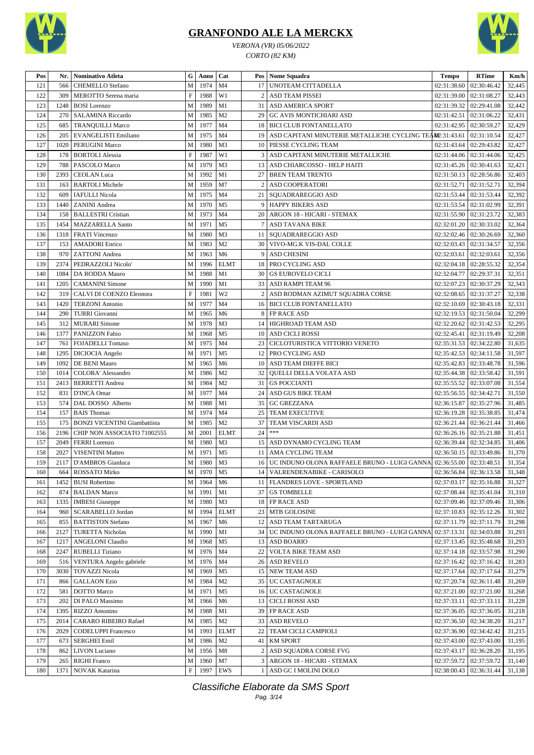# GRANFONDO ALE LA MERCKX

*VERONA (VR) 05/06/2022*

*CORTO (82 KM)*

| Pos | Nr. | Nominativo Atleta | G | Anno | Cat | Pos | Nome Squadra | Tempo | RTime | Km/h |
|---|---|---|---|---|---|---|---|---|---|---|
| 121 | 566 | CHEMELLO Stefano | M | 1974 | M4 | 17 | UNOTEAM CITTADELLA | 02:31:38.60 | 02:30:46.42 | 32,445 |
| 122 | 309 | MEROTTO Serena maria | F | 1988 | W1 | 2 | ASD TEAM PISSEI | 02:31:39.00 | 02:31:08.27 | 32,443 |
| 123 | 1248 | BOSI Lorenzo | M | 1989 | M1 | 31 | ASD AMERICA SPORT | 02:31:39.32 | 02:29:41.08 | 32,442 |
| 124 | 270 | SALAMINA Riccardo | M | 1985 | M2 | 29 | GC AVIS MONTICHIARI ASD | 02:31:42.51 | 02:31:06.22 | 32,431 |
| 125 | 685 | TRANQUILLI Marco | M | 1977 | M4 | 18 | BICI CLUB FONTANELLATO | 02:31:42.95 | 02:30:59.27 | 32,429 |
| 126 | 205 | EVANGELISTI Emiliano | M | 1975 | M4 | 19 | ASD CAPITANI MINUTERIE METALLICHE CYCLING TEAM | 02:31:43.61 | 02:31:10.54 | 32,427 |
| 127 | 1020 | PERUGINI Marco | M | 1980 | M3 | 10 | PIESSE CYCLING TEAM | 02:31:43.64 | 02:29:43.82 | 32,427 |
| 128 | 178 | BORTOLI Alessia | F | 1987 | W1 | 3 | ASD CAPITANI MINUTERIE METALLICHE | 02:31:44.06 | 02:31:44.06 | 32,425 |
| 129 | 788 | PASCOLO Marco | M | 1979 | M3 | 13 | ASD CHIARCOSSO - HELP HAITI | 02:31:45.26 | 02:30:41.63 | 32,421 |
| 130 | 2393 | CEOLAN Luca | M | 1992 | M1 | 27 | BREN TEAM TRENTO | 02:31:50.13 | 02:28:56.86 | 32,403 |
| 131 | 163 | BARTOLI Michele | M | 1959 | M7 | 2 | ASD COOPERATORI | 02:31:52.71 | 02:31:52.71 | 32,394 |
| 132 | 609 | IAFULLI Nicola | M | 1975 | M4 | 21 | SQUADRAREGGIO ASD | 02:31:53.44 | 02:31:53.44 | 32,392 |
| 133 | 1440 | ZANINI Andrea | M | 1970 | M5 | 9 | HAPPY BIKERS ASD | 02:31:53.54 | 02:31:02.99 | 32,391 |
| 134 | 158 | BALLESTRI Cristian | M | 1973 | M4 | 20 | ARGON 18 - HICARI - STEMAX | 02:31:55.90 | 02:31:23.72 | 32,383 |
| 135 | 1454 | MAZZARELLA Santo | M | 1971 | M5 | 7 | ASD TAVANA BIKE | 02:32:01.20 | 02:30:33.02 | 32,364 |
| 136 | 1318 | FRATI Vincenzo | M | 1980 | M3 | 11 | SQUADRAREGGIO ASD | 02:32:02.46 | 02:30:26.69 | 32,360 |
| 137 | 153 | AMADORI Enrico | M | 1983 | M2 | 30 | VIVO-MG.K VIS-DAL COLLE | 02:32:03.43 | 02:31:34.57 | 32,356 |
| 138 | 970 | ZATTONI Andrea | M | 1963 | M6 | 9 | ASD CHESINI | 02:32:03.61 | 02:32:03.61 | 32,356 |
| 139 | 2374 | PEDRAZZOLI Nicolo' | M | 1996 | ELMT | 18 | PRO CYCLING ASD | 02:32:04.18 | 02:28:55.32 | 32,354 |
| 140 | 1084 | DA RODDA Mauro | M | 1988 | M1 | 30 | GS EUROVELO CICLI | 02:32:04.77 | 02:29:37.31 | 32,351 |
| 141 | 1205 | CAMANINI Simone | M | 1990 | M1 | 33 | ASD RAMPI TEAM 96 | 02:32:07.23 | 02:30:37.29 | 32,343 |
| 142 | 319 | CALVI DI COENZO Eleonora | F | 1981 | W2 | 2 | ASD RODMAN AZIMUT SQUADRA CORSE | 02:32:08.65 | 02:31:37.27 | 32,338 |
| 143 | 1420 | TERZONI Antonio | M | 1977 | M4 | 16 | BICI CLUB FONTANELLATO | 02:32:10.69 | 02:30:43.18 | 32,331 |
| 144 | 290 | TURRI Giovanni | M | 1965 | M6 | 8 | FP RACE ASD | 02:32:19.53 | 02:31:50.04 | 32,299 |
| 145 | 312 | MURARI Simone | M | 1978 | M3 | 14 | HIGHROAD TEAM ASD | 02:32:20.62 | 02:31:42.53 | 32,295 |
| 146 | 1377 | PANIZZON Fabio | M | 1968 | M5 | 10 | ASD CICLI ROSSI | 02:32:45.41 | 02:31:19.49 | 32,208 |
| 147 | 761 | FOJADELLI Tomaso | M | 1975 | M4 | 23 | CICLOTURISTICA VITTORIO VENETO | 02:35:31.53 | 02:34:22.80 | 31,635 |
| 148 | 1295 | DICIOCIA Angelo | M | 1971 | M5 | 12 | PRO CYCLING ASD | 02:35:42.53 | 02:34:11.58 | 31,597 |
| 149 | 1092 | DE BENI Mauro | M | 1965 | M6 | 10 | ASD TEAM DIEFFE BICI | 02:35:42.83 | 02:33:48.78 | 31,596 |
| 150 | 1014 | COLORA' Alessandro | M | 1986 | M2 | 32 | QUELLI DELLA VOLATA ASD | 02:35:44.38 | 02:33:58.42 | 31,591 |
| 151 | 2413 | BERRETTI Andrea | M | 1984 | M2 | 31 | GS POCCIANTI | 02:35:55.52 | 02:33:07.08 | 31,554 |
| 152 | 831 | D'INCÀ Omar | M | 1977 | M4 | 24 | ASD GUS BIKE TEAM | 02:35:56.55 | 02:34:42.71 | 31,550 |
| 153 | 574 | DAL DOSSO Alberto | M | 1988 | M1 | 35 | GC GREZZANA | 02:36:15.87 | 02:35:27.96 | 31,485 |
| 154 | 157 | BAIS Thomas | M | 1974 | M4 | 25 | TEAM EXECUTIVE | 02:36:19.28 | 02:35:38.85 | 31,474 |
| 155 | 175 | BONZI VICENTINI Giambattista | M | 1985 | M2 | 37 | TEAM VISCARDI ASD | 02:36:21.44 | 02:36:21.44 | 31,466 |
| 156 | 2196 | CHIP NON ASSOCIATO 71002555 | M | 2001 | ELMT | 24 | *** | 02:36:26.16 | 02:35:21.88 | 31,451 |
| 157 | 2049 | FERRI Lorenzo | M | 1980 | M3 | 15 | ASD DYNAMO CYCLING TEAM | 02:36:39.44 | 02:32:34.85 | 31,406 |
| 158 | 2027 | VISENTINI Matteo | M | 1971 | M5 | 11 | AMA CYCLING TEAM | 02:36:50.15 | 02:33:49.86 | 31,370 |
| 159 | 2117 | D'AMBROS Gianluca | M | 1980 | M3 | 16 | UC INDUNO OLONA RAFFAELE BRUNO - LUIGI GANNA | 02:36:55.00 | 02:33:48.51 | 31,354 |
| 160 | 664 | ROSSATO Mirko | M | 1970 | M5 | 14 | VALRENDENABIKE - CARISOLO | 02:36:56.84 | 02:36:13.58 | 31,348 |
| 161 | 1452 | BUSI Robertino | M | 1964 | M6 | 11 | FLANDRES LOVE - SPORTLAND | 02:37:03.17 | 02:35:16.88 | 31,327 |
| 162 | 874 | BALDAN Marco | M | 1991 | M1 | 37 | GS TOMBELLE | 02:37:08.44 | 02:35:41.04 | 31,310 |
| 163 | 1335 | IMBESI Giuseppe | M | 1980 | M3 | 18 | FP RACE ASD | 02:37:09.46 | 02:37:09.46 | 31,306 |
| 164 | 960 | SCARABELLO Jordan | M | 1994 | ELMT | 23 | MTB GOLOSINE | 02:37:10.83 | 02:35:12.26 | 31,302 |
| 165 | 855 | BATTISTON Stefano | M | 1967 | M6 | 12 | ASD TEAM TARTARUGA | 02:37:11.79 | 02:37:11.79 | 31,298 |
| 166 | 2127 | TURETTA Nicholas | M | 1990 | M1 | 34 | UC INDUNO OLONA RAFFAELE BRUNO - LUIGI GANNA | 02:37:13.31 | 02:34:03.88 | 31,293 |
| 167 | 1217 | ANGELONI Claudio | M | 1968 | M5 | 13 | ASD BOARIO | 02:37:13.45 | 02:35:48.68 | 31,293 |
| 168 | 2247 | RUBELLI Tiziano | M | 1976 | M4 | 22 | VOLTA BIKE TEAM ASD | 02:37:14.18 | 02:33:57.98 | 31,290 |
| 169 | 516 | VENTURA Angelo gabriele | M | 1976 | M4 | 26 | ASD REVELO | 02:37:16.42 | 02:37:16.42 | 31,283 |
| 170 | 3030 | TOVAZZI Nicola | M | 1969 | M5 | 15 | NEW TEAM ASD | 02:37:17.64 | 02:37:17.64 | 31,279 |
| 171 | 866 | GALLAON Ezio | M | 1984 | M2 | 35 | UC CASTAGNOLE | 02:37:20.74 | 02:36:11.48 | 31,269 |
| 172 | 581 | DOTTO Marco | M | 1971 | M5 | 16 | UC CASTAGNOLE | 02:37:21.00 | 02:37:21.00 | 31,268 |
| 173 | 202 | DI PALO Massimo | M | 1966 | M6 | 13 | CICLI ROSSI ASD | 02:37:33.11 | 02:37:33.11 | 31,228 |
| 174 | 1395 | RIZZO Antonino | M | 1988 | M1 | 39 | FP RACE ASD | 02:37:36.05 | 02:37:36.05 | 31,218 |
| 175 | 2014 | CARARO RIBEIRO Rafael | M | 1985 | M2 | 33 | ASD REVELO | 02:37:36.50 | 02:34:38.20 | 31,217 |
| 176 | 2029 | CODELUPPI Francesco | M | 1993 | ELMT | 22 | TEAM CICLI CAMPIOLI | 02:37:36.90 | 02:34:42.42 | 31,215 |
| 177 | 673 | SERGHEI Emil | M | 1986 | M2 | 41 | KM SPORT | 02:37:43.00 | 02:37:43.00 | 31,195 |
| 178 | 862 | LIVON Luciano | M | 1956 | M8 | 2 | ASD SQUADRA CORSE FVG | 02:37:43.17 | 02:36:28.20 | 31,195 |
| 179 | 265 | RIGHI Franco | M | 1960 | M7 | 3 | ARGON 18 - HICARI - STEMAX | 02:37:59.72 | 02:37:59.72 | 31,140 |
| 180 | 1371 | NOVAK Katarina | F | 1997 | EWS | 1 | ASD GC I MOLINI DOLO | 02:38:00.43 | 02:36:31.44 | 31,138 |

*Classifiche Elaborate da SMS Sport*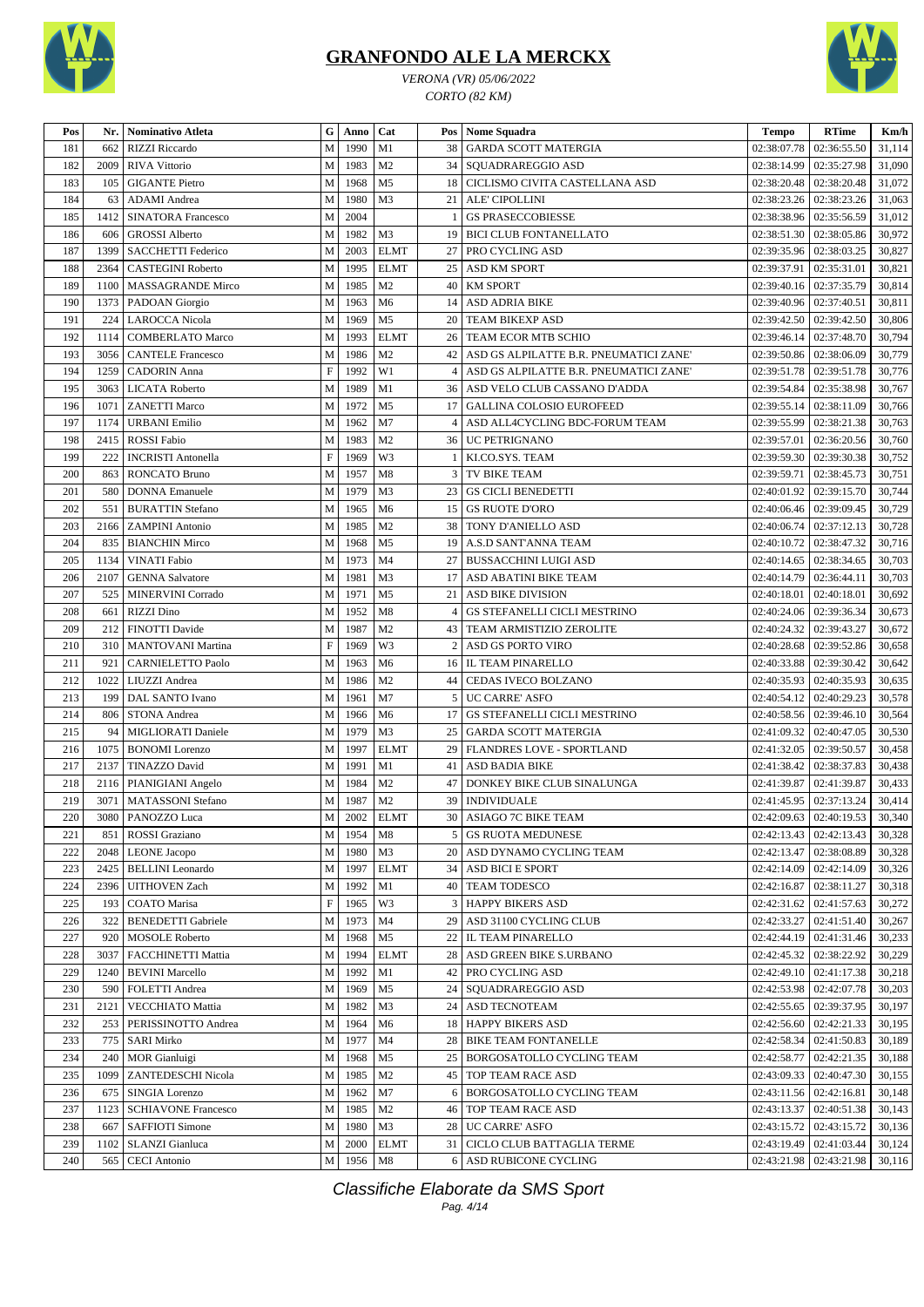# GRANFONDO ALE LA MERCKX

*VERONA (VR) 05/06/2022*

*CORTO (82 KM)*

| Pos | Nr. | Nominativo Atleta | G | Anno | Cat | Pos | Nome Squadra | Tempo | RTime | Km/h |
|---|---|---|---|---|---|---|---|---|---|---|
| 181 | 662 | RIZZI Riccardo | M | 1990 | M1 | 38 | GARDA SCOTT MATERGIA | 02:38:07.78 | 02:36:55.50 | 31,114 |
| 182 | 2009 | RIVA Vittorio | M | 1983 | M2 | 34 | SQUADRAREGGIO ASD | 02:38:14.99 | 02:35:27.98 | 31,090 |
| 183 | 105 | GIGANTE Pietro | M | 1968 | M5 | 18 | CICLISMO CIVITA CASTELLANA ASD | 02:38:20.48 | 02:38:20.48 | 31,072 |
| 184 | 63 | ADAMI Andrea | M | 1980 | M3 | 21 | ALE' CIPOLLINI | 02:38:23.26 | 02:38:23.26 | 31,063 |
| 185 | 1412 | SINATORA Francesco | M | 2004 | | 1 | GS PRASECCOBIESSE | 02:38:38.96 | 02:35:56.59 | 31,012 |
| 186 | 606 | GROSSI Alberto | M | 1982 | M3 | 19 | BICI CLUB FONTANELLATO | 02:38:51.30 | 02:38:05.86 | 30,972 |
| 187 | 1399 | SACCHETTI Federico | M | 2003 | ELMT | 27 | PRO CYCLING ASD | 02:39:35.96 | 02:38:03.25 | 30,827 |
| 188 | 2364 | CASTEGINI Roberto | M | 1995 | ELMT | 25 | ASD KM SPORT | 02:39:37.91 | 02:35:31.01 | 30,821 |
| 189 | 1100 | MASSAGRANDE Mirco | M | 1985 | M2 | 40 | KM SPORT | 02:39:40.16 | 02:37:35.79 | 30,814 |
| 190 | 1373 | PADOAN Giorgio | M | 1963 | M6 | 14 | ASD ADRIA BIKE | 02:39:40.96 | 02:37:40.51 | 30,811 |
| 191 | 224 | LAROCCA Nicola | M | 1969 | M5 | 20 | TEAM BIKEXP ASD | 02:39:42.50 | 02:39:42.50 | 30,806 |
| 192 | 1114 | COMBERLATO Marco | M | 1993 | ELMT | 26 | TEAM ECOR MTB SCHIO | 02:39:46.14 | 02:37:48.70 | 30,794 |
| 193 | 3056 | CANTELE Francesco | M | 1986 | M2 | 42 | ASD GS ALPILATTE B.R. PNEUMATICI ZANE' | 02:39:50.86 | 02:38:06.09 | 30,779 |
| 194 | 1259 | CADORIN Anna | F | 1992 | W1 | 4 | ASD GS ALPILATTE B.R. PNEUMATICI ZANE' | 02:39:51.78 | 02:39:51.78 | 30,776 |
| 195 | 3063 | LICATA Roberto | M | 1989 | M1 | 36 | ASD VELO CLUB CASSANO D'ADDA | 02:39:54.84 | 02:35:38.98 | 30,767 |
| 196 | 1071 | ZANETTI Marco | M | 1972 | M5 | 17 | GALLINA COLOSIO EUROFEED | 02:39:55.14 | 02:38:11.09 | 30,766 |
| 197 | 1174 | URBANI Emilio | M | 1962 | M7 | 4 | ASD ALL4CYCLING BDC-FORUM TEAM | 02:39:55.99 | 02:38:21.38 | 30,763 |
| 198 | 2415 | ROSSI Fabio | M | 1983 | M2 | 36 | UC PETRIGNANO | 02:39:57.01 | 02:36:20.56 | 30,760 |
| 199 | 222 | INCRISTI Antonella | F | 1969 | W3 | 1 | KI.CO.SYS. TEAM | 02:39:59.30 | 02:39:30.38 | 30,752 |
| 200 | 863 | RONCATO Bruno | M | 1957 | M8 | 3 | TV BIKE TEAM | 02:39:59.71 | 02:38:45.73 | 30,751 |
| 201 | 580 | DONNA Emanuele | M | 1979 | M3 | 23 | GS CICLI BENEDETTI | 02:40:01.92 | 02:39:15.70 | 30,744 |
| 202 | 551 | BURATTIN Stefano | M | 1965 | M6 | 15 | GS RUOTE D'ORO | 02:40:06.46 | 02:39:09.45 | 30,729 |
| 203 | 2166 | ZAMPINI Antonio | M | 1985 | M2 | 38 | TONY D'ANIELLO ASD | 02:40:06.74 | 02:37:12.13 | 30,728 |
| 204 | 835 | BIANCHIN Mirco | M | 1968 | M5 | 19 | A.S.D SANT'ANNA TEAM | 02:40:10.72 | 02:38:47.32 | 30,716 |
| 205 | 1134 | VINATI Fabio | M | 1973 | M4 | 27 | BUSSACCHINI LUIGI ASD | 02:40:14.65 | 02:38:34.65 | 30,703 |
| 206 | 2107 | GENNA Salvatore | M | 1981 | M3 | 17 | ASD ABATINI BIKE TEAM | 02:40:14.79 | 02:36:44.11 | 30,703 |
| 207 | 525 | MINERVINI Corrado | M | 1971 | M5 | 21 | ASD BIKE DIVISION | 02:40:18.01 | 02:40:18.01 | 30,692 |
| 208 | 661 | RIZZI Dino | M | 1952 | M8 | 4 | GS STEFANELLI CICLI MESTRINO | 02:40:24.06 | 02:39:36.34 | 30,673 |
| 209 | 212 | FINOTTI Davide | M | 1987 | M2 | 43 | TEAM ARMISTIZIO ZEROLITE | 02:40:24.32 | 02:39:43.27 | 30,672 |
| 210 | 310 | MANTOVANI Martina | F | 1969 | W3 | 2 | ASD GS PORTO VIRO | 02:40:28.68 | 02:39:52.86 | 30,658 |
| 211 | 921 | CARNIELETTO Paolo | M | 1963 | M6 | 16 | IL TEAM PINARELLO | 02:40:33.88 | 02:39:30.42 | 30,642 |
| 212 | 1022 | LIUZZI Andrea | M | 1986 | M2 | 44 | CEDAS IVECO BOLZANO | 02:40:35.93 | 02:40:35.93 | 30,635 |
| 213 | 199 | DAL SANTO Ivano | M | 1961 | M7 | 5 | UC CARRE' ASFO | 02:40:54.12 | 02:40:29.23 | 30,578 |
| 214 | 806 | STONA Andrea | M | 1966 | M6 | 17 | GS STEFANELLI CICLI MESTRINO | 02:40:58.56 | 02:39:46.10 | 30,564 |
| 215 | 94 | MIGLIORATI Daniele | M | 1979 | M3 | 25 | GARDA SCOTT MATERGIA | 02:41:09.32 | 02:40:47.05 | 30,530 |
| 216 | 1075 | BONOMI Lorenzo | M | 1997 | ELMT | 29 | FLANDRES LOVE - SPORTLAND | 02:41:32.05 | 02:39:50.57 | 30,458 |
| 217 | 2137 | TINAZZO David | M | 1991 | M1 | 41 | ASD BADIA BIKE | 02:41:38.42 | 02:38:37.83 | 30,438 |
| 218 | 2116 | PIANIGIANI Angelo | M | 1984 | M2 | 47 | DONKEY BIKE CLUB SINALUNGA | 02:41:39.87 | 02:41:39.87 | 30,433 |
| 219 | 3071 | MATASSONI Stefano | M | 1987 | M2 | 39 | INDIVIDUALE | 02:41:45.95 | 02:37:13.24 | 30,414 |
| 220 | 3080 | PANOZZO Luca | M | 2002 | ELMT | 30 | ASIAGO 7C BIKE TEAM | 02:42:09.63 | 02:40:19.53 | 30,340 |
| 221 | 851 | ROSSI Graziano | M | 1954 | M8 | 5 | GS RUOTA MEDUNESE | 02:42:13.43 | 02:42:13.43 | 30,328 |
| 222 | 2048 | LEONE Jacopo | M | 1980 | M3 | 20 | ASD DYNAMO CYCLING TEAM | 02:42:13.47 | 02:38:08.89 | 30,328 |
| 223 | 2425 | BELLINI Leonardo | M | 1997 | ELMT | 34 | ASD BICI E SPORT | 02:42:14.09 | 02:42:14.09 | 30,326 |
| 224 | 2396 | UITHOVEN Zach | M | 1992 | M1 | 40 | TEAM TODESCO | 02:42:16.87 | 02:38:11.27 | 30,318 |
| 225 | 193 | COATO Marisa | F | 1965 | W3 | 3 | HAPPY BIKERS ASD | 02:42:31.62 | 02:41:57.63 | 30,272 |
| 226 | 322 | BENEDETTI Gabriele | M | 1973 | M4 | 29 | ASD 31100 CYCLING CLUB | 02:42:33.27 | 02:41:51.40 | 30,267 |
| 227 | 920 | MOSOLE Roberto | M | 1968 | M5 | 22 | IL TEAM PINARELLO | 02:42:44.19 | 02:41:31.46 | 30,233 |
| 228 | 3037 | FACCHINETTI Mattia | M | 1994 | ELMT | 28 | ASD GREEN BIKE S.URBANO | 02:42:45.32 | 02:38:22.92 | 30,229 |
| 229 | 1240 | BEVINI Marcello | M | 1992 | M1 | 42 | PRO CYCLING ASD | 02:42:49.10 | 02:41:17.38 | 30,218 |
| 230 | 590 | FOLETTI Andrea | M | 1969 | M5 | 24 | SQUADRAREGGIO ASD | 02:42:53.98 | 02:42:07.78 | 30,203 |
| 231 | 2121 | VECCHIATO Mattia | M | 1982 | M3 | 24 | ASD TECNOTEAM | 02:42:55.65 | 02:39:37.95 | 30,197 |
| 232 | 253 | PERISSINOTTO Andrea | M | 1964 | M6 | 18 | HAPPY BIKERS ASD | 02:42:56.60 | 02:42:21.33 | 30,195 |
| 233 | 775 | SARI Mirko | M | 1977 | M4 | 28 | BIKE TEAM FONTANELLE | 02:42:58.34 | 02:41:50.83 | 30,189 |
| 234 | 240 | MOR Gianluigi | M | 1968 | M5 | 25 | BORGOSATOLLO CYCLING TEAM | 02:42:58.77 | 02:42:21.35 | 30,188 |
| 235 | 1099 | ZANTEDESCHI Nicola | M | 1985 | M2 | 45 | TOP TEAM RACE ASD | 02:43:09.33 | 02:40:47.30 | 30,155 |
| 236 | 675 | SINGIA Lorenzo | M | 1962 | M7 | 6 | BORGOSATOLLO CYCLING TEAM | 02:43:11.56 | 02:42:16.81 | 30,148 |
| 237 | 1123 | SCHIAVONE Francesco | M | 1985 | M2 | 46 | TOP TEAM RACE ASD | 02:43:13.37 | 02:40:51.38 | 30,143 |
| 238 | 667 | SAFFIOTI Simone | M | 1980 | M3 | 28 | UC CARRE' ASFO | 02:43:15.72 | 02:43:15.72 | 30,136 |
| 239 | 1102 | SLANZI Gianluca | M | 2000 | ELMT | 31 | CICLO CLUB BATTAGLIA TERME | 02:43:19.49 | 02:41:03.44 | 30,124 |
| 240 | 565 | CECI Antonio | M | 1956 | M8 | 6 | ASD RUBICONE CYCLING | 02:43:21.98 | 02:43:21.98 | 30,116 |

*Classifiche Elaborate da SMS Sport*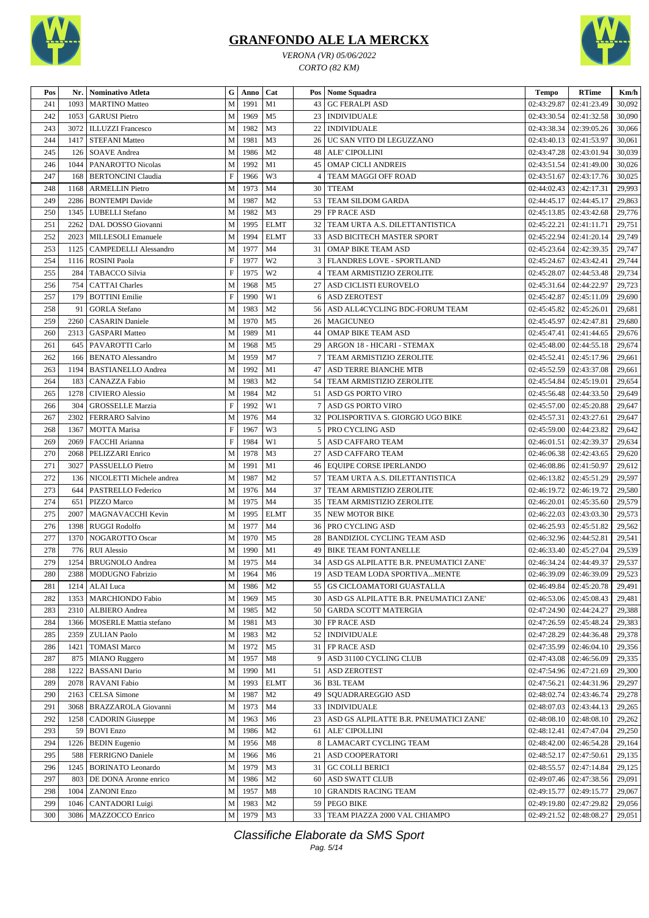# GRANFONDO ALE LA MERCKX

*VERONA (VR) 05/06/2022*

*CORTO (82 KM)*

| Pos | Nr. | Nominativo Atleta | G | Anno | Cat | Pos | Nome Squadra | Tempo | RTime | Km/h |
|---|---|---|---|---|---|---|---|---|---|---|
| 241 | 1093 | MARTINO Matteo | M | 1991 | M1 | 43 | GC FERALPI ASD | 02:43:29.87 | 02:41:23.49 | 30,092 |
| 242 | 1053 | GARUSI Pietro | M | 1969 | M5 | 23 | INDIVIDUALE | 02:43:30.54 | 02:41:32.58 | 30,090 |
| 243 | 3072 | ILLUZZI Francesco | M | 1982 | M3 | 22 | INDIVIDUALE | 02:43:38.34 | 02:39:05.26 | 30,066 |
| 244 | 1417 | STEFANI Matteo | M | 1981 | M3 | 26 | UC SAN VITO DI LEGUZZANO | 02:43:40.13 | 02:41:53.97 | 30,061 |
| 245 | 126 | SOAVE Andrea | M | 1986 | M2 | 48 | ALE' CIPOLLINI | 02:43:47.28 | 02:43:01.94 | 30,039 |
| 246 | 1044 | PANAROTTO Nicolas | M | 1992 | M1 | 45 | OMAP CICLI ANDREIS | 02:43:51.54 | 02:41:49.00 | 30,026 |
| 247 | 168 | BERTONCINI Claudia | F | 1966 | W3 | 4 | TEAM MAGGI OFF ROAD | 02:43:51.67 | 02:43:17.76 | 30,025 |
| 248 | 1168 | ARMELLIN Pietro | M | 1973 | M4 | 30 | TTEAM | 02:44:02.43 | 02:42:17.31 | 29,993 |
| 249 | 2286 | BONTEMPI Davide | M | 1987 | M2 | 53 | TEAM SILDOM GARDA | 02:44:45.17 | 02:44:45.17 | 29,863 |
| 250 | 1345 | LUBELLI Stefano | M | 1982 | M3 | 29 | FP RACE ASD | 02:45:13.85 | 02:43:42.68 | 29,776 |
| 251 | 2262 | DAL DOSSO Giovanni | M | 1995 | ELMT | 32 | TEAM URTA A.S. DILETTANTISTICA | 02:45:22.21 | 02:41:11.71 | 29,751 |
| 252 | 2023 | MILLESOLI Emanuele | M | 1994 | ELMT | 33 | ASD BICITECH MASTER SPORT | 02:45:22.94 | 02:41:20.14 | 29,749 |
| 253 | 1125 | CAMPEDELLI Alessandro | M | 1977 | M4 | 31 | OMAP BIKE TEAM ASD | 02:45:23.64 | 02:42:39.35 | 29,747 |
| 254 | 1116 | ROSINI Paola | F | 1977 | W2 | 3 | FLANDRES LOVE - SPORTLAND | 02:45:24.67 | 02:43:42.41 | 29,744 |
| 255 | 284 | TABACCO Silvia | F | 1975 | W2 | 4 | TEAM ARMISTIZIO ZEROLITE | 02:45:28.07 | 02:44:53.48 | 29,734 |
| 256 | 754 | CATTAI Charles | M | 1968 | M5 | 27 | ASD CICLISTI EUROVELO | 02:45:31.64 | 02:44:22.97 | 29,723 |
| 257 | 179 | BOTTINI Emilie | F | 1990 | W1 | 6 | ASD ZEROTEST | 02:45:42.87 | 02:45:11.09 | 29,690 |
| 258 | 91 | GORLA Stefano | M | 1983 | M2 | 56 | ASD ALL4CYCLING BDC-FORUM TEAM | 02:45:45.82 | 02:45:26.01 | 29,681 |
| 259 | 2260 | CASARIN Daniele | M | 1970 | M5 | 26 | MAGICUNEO | 02:45:45.97 | 02:42:47.81 | 29,680 |
| 260 | 2313 | GASPARI Matteo | M | 1989 | M1 | 44 | OMAP BIKE TEAM ASD | 02:45:47.41 | 02:41:44.65 | 29,676 |
| 261 | 645 | PAVAROTTI Carlo | M | 1968 | M5 | 29 | ARGON 18 - HICARI - STEMAX | 02:45:48.00 | 02:44:55.18 | 29,674 |
| 262 | 166 | BENATO Alessandro | M | 1959 | M7 | 7 | TEAM ARMISTIZIO ZEROLITE | 02:45:52.41 | 02:45:17.96 | 29,661 |
| 263 | 1194 | BASTIANELLO Andrea | M | 1992 | M1 | 47 | ASD TERRE BIANCHE MTB | 02:45:52.59 | 02:43:37.08 | 29,661 |
| 264 | 183 | CANAZZA Fabio | M | 1983 | M2 | 54 | TEAM ARMISTIZIO ZEROLITE | 02:45:54.84 | 02:45:19.01 | 29,654 |
| 265 | 1278 | CIVIERO Alessio | M | 1984 | M2 | 51 | ASD GS PORTO VIRO | 02:45:56.48 | 02:44:33.50 | 29,649 |
| 266 | 304 | GROSSELLE Marzia | F | 1992 | W1 | 7 | ASD GS PORTO VIRO | 02:45:57.00 | 02:45:20.88 | 29,647 |
| 267 | 2302 | FERRARO Salvino | M | 1976 | M4 | 32 | POLISPORTIVA S. GIORGIO UGO BIKE | 02:45:57.31 | 02:43:27.61 | 29,647 |
| 268 | 1367 | MOTTA Marisa | F | 1967 | W3 | 5 | PRO CYCLING ASD | 02:45:59.00 | 02:44:23.82 | 29,642 |
| 269 | 2069 | FACCHI Arianna | F | 1984 | W1 | 5 | ASD CAFFARO TEAM | 02:46:01.51 | 02:42:39.37 | 29,634 |
| 270 | 2068 | PELIZZARI Enrico | M | 1978 | M3 | 27 | ASD CAFFARO TEAM | 02:46:06.38 | 02:42:43.65 | 29,620 |
| 271 | 3027 | PASSUELLO Pietro | M | 1991 | M1 | 46 | EQUIPE CORSE IPERLANDO | 02:46:08.86 | 02:41:50.97 | 29,612 |
| 272 | 136 | NICOLETTI Michele andrea | M | 1987 | M2 | 57 | TEAM URTA A.S. DILETTANTISTICA | 02:46:13.82 | 02:45:51.29 | 29,597 |
| 273 | 644 | PASTRELLO Federico | M | 1976 | M4 | 37 | TEAM ARMISTIZIO ZEROLITE | 02:46:19.72 | 02:46:19.72 | 29,580 |
| 274 | 651 | PIZZO Marco | M | 1975 | M4 | 35 | TEAM ARMISTIZIO ZEROLITE | 02:46:20.01 | 02:45:35.60 | 29,579 |
| 275 | 2007 | MAGNAVACCHI Kevin | M | 1995 | ELMT | 35 | NEW MOTOR BIKE | 02:46:22.03 | 02:43:03.30 | 29,573 |
| 276 | 1398 | RUGGI Rodolfo | M | 1977 | M4 | 36 | PRO CYCLING ASD | 02:46:25.93 | 02:45:51.82 | 29,562 |
| 277 | 1370 | NOGAROTTO Oscar | M | 1970 | M5 | 28 | BANDIZIOL CYCLING TEAM ASD | 02:46:32.96 | 02:44:52.81 | 29,541 |
| 278 | 776 | RUI Alessio | M | 1990 | M1 | 49 | BIKE TEAM FONTANELLE | 02:46:33.40 | 02:45:27.04 | 29,539 |
| 279 | 1254 | BRUGNOLO Andrea | M | 1975 | M4 | 34 | ASD GS ALPILATTE B.R. PNEUMATICI ZANE' | 02:46:34.24 | 02:44:49.37 | 29,537 |
| 280 | 2388 | MODUGNO Fabrizio | M | 1964 | M6 | 19 | ASD TEAM LODA SPORTIVA...MENTE | 02:46:39.09 | 02:46:39.09 | 29,523 |
| 281 | 1214 | ALAI Luca | M | 1986 | M2 | 55 | GS CICLOAMATORI GUASTALLA | 02:46:49.84 | 02:45:20.78 | 29,491 |
| 282 | 1353 | MARCHIONDO Fabio | M | 1969 | M5 | 30 | ASD GS ALPILATTE B.R. PNEUMATICI ZANE' | 02:46:53.06 | 02:45:08.43 | 29,481 |
| 283 | 2310 | ALBIERO Andrea | M | 1985 | M2 | 50 | GARDA SCOTT MATERGIA | 02:47:24.90 | 02:44:24.27 | 29,388 |
| 284 | 1366 | MOSERLE Mattia stefano | M | 1981 | M3 | 30 | FP RACE ASD | 02:47:26.59 | 02:45:48.24 | 29,383 |
| 285 | 2359 | ZULIAN Paolo | M | 1983 | M2 | 52 | INDIVIDUALE | 02:47:28.29 | 02:44:36.48 | 29,378 |
| 286 | 1421 | TOMASI Marco | M | 1972 | M5 | 31 | FP RACE ASD | 02:47:35.99 | 02:46:04.10 | 29,356 |
| 287 | 875 | MIANO Ruggero | M | 1957 | M8 | 9 | ASD 31100 CYCLING CLUB | 02:47:43.08 | 02:46:56.09 | 29,335 |
| 288 | 1222 | BASSANI Dario | M | 1990 | M1 | 51 | ASD ZEROTEST | 02:47:54.96 | 02:47:21.69 | 29,300 |
| 289 | 2078 | RAVANI Fabio | M | 1993 | ELMT | 36 | B3L TEAM | 02:47:56.21 | 02:44:31.96 | 29,297 |
| 290 | 2163 | CELSA Simone | M | 1987 | M2 | 49 | SQUADRAREGGIO ASD | 02:48:02.74 | 02:43:46.74 | 29,278 |
| 291 | 3068 | BRAZZAROLA Giovanni | M | 1973 | M4 | 33 | INDIVIDUALE | 02:48:07.03 | 02:43:44.13 | 29,265 |
| 292 | 1258 | CADORIN Giuseppe | M | 1963 | M6 | 23 | ASD GS ALPILATTE B.R. PNEUMATICI ZANE' | 02:48:08.10 | 02:48:08.10 | 29,262 |
| 293 | 59 | BOVI Enzo | M | 1986 | M2 | 61 | ALE' CIPOLLINI | 02:48:12.41 | 02:47:47.04 | 29,250 |
| 294 | 1226 | BEDIN Eugenio | M | 1956 | M8 | 8 | LAMACART CYCLING TEAM | 02:48:42.00 | 02:46:54.28 | 29,164 |
| 295 | 588 | FERRIGNO Daniele | M | 1966 | M6 | 21 | ASD COOPERATORI | 02:48:52.17 | 02:47:50.61 | 29,135 |
| 296 | 1245 | BORINATO Leonardo | M | 1979 | M3 | 31 | GC COLLI BERICI | 02:48:55.57 | 02:47:14.84 | 29,125 |
| 297 | 803 | DE DONA Aronne enrico | M | 1986 | M2 | 60 | ASD SWATT CLUB | 02:49:07.46 | 02:47:38.56 | 29,091 |
| 298 | 1004 | ZANONI Enzo | M | 1957 | M8 | 10 | GRANDIS RACING TEAM | 02:49:15.77 | 02:49:15.77 | 29,067 |
| 299 | 1046 | CANTADORI Luigi | M | 1983 | M2 | 59 | PEGO BIKE | 02:49:19.80 | 02:47:29.82 | 29,056 |
| 300 | 3086 | MAZZOCCO Enrico | M | 1979 | M3 | 33 | TEAM PIAZZA 2000 VAL CHIAMPO | 02:49:21.52 | 02:48:08.27 | 29,051 |

*Classifiche Elaborate da SMS Sport*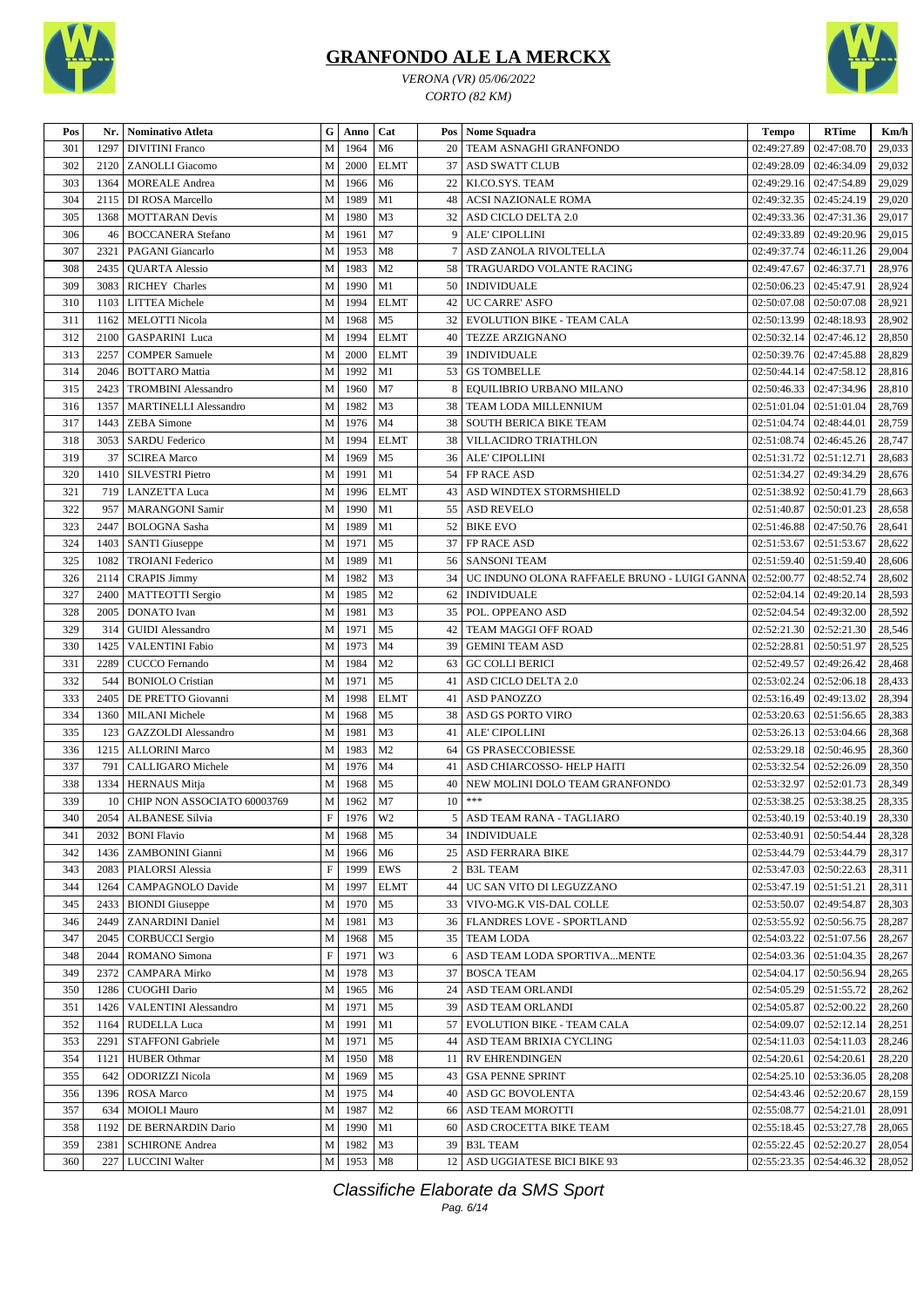# GRANFONDO ALE LA MERCKX

*VERONA (VR) 05/06/2022*

*CORTO (82 KM)*

| Pos | Nr. | Nominativo Atleta | G | Anno | Cat | Pos | Nome Squadra | Tempo | RTime | Km/h |
|---|---|---|---|---|---|---|---|---|---|---|
| 301 | 1297 | DIVITINI Franco | M | 1964 | M6 | 20 | TEAM ASNAGHI GRANFONDO | 02:49:27.89 | 02:47:08.70 | 29,033 |
| 302 | 2120 | ZANOLLI Giacomo | M | 2000 | ELMT | 37 | ASD SWATT CLUB | 02:49:28.09 | 02:46:34.09 | 29,032 |
| 303 | 1364 | MOREALE Andrea | M | 1966 | M6 | 22 | KI.CO.SYS. TEAM | 02:49:29.16 | 02:47:54.89 | 29,029 |
| 304 | 2115 | DI ROSA Marcello | M | 1989 | M1 | 48 | ACSI NAZIONALE ROMA | 02:49:32.35 | 02:45:24.19 | 29,020 |
| 305 | 1368 | MOTTARAN Devis | M | 1980 | M3 | 32 | ASD CICLO DELTA 2.0 | 02:49:33.36 | 02:47:31.36 | 29,017 |
| 306 | 46 | BOCCANERA Stefano | M | 1961 | M7 | 9 | ALE' CIPOLLINI | 02:49:33.89 | 02:49:20.96 | 29,015 |
| 307 | 2321 | PAGANI Giancarlo | M | 1953 | M8 | 7 | ASD ZANOLA RIVOLTELLA | 02:49:37.74 | 02:46:11.26 | 29,004 |
| 308 | 2435 | QUARTA Alessio | M | 1983 | M2 | 58 | TRAGUARDO VOLANTE RACING | 02:49:47.67 | 02:46:37.71 | 28,976 |
| 309 | 3083 | RICHEY Charles | M | 1990 | M1 | 50 | INDIVIDUALE | 02:50:06.23 | 02:45:47.91 | 28,924 |
| 310 | 1103 | LITTEA Michele | M | 1994 | ELMT | 42 | UC CARRE' ASFO | 02:50:07.08 | 02:50:07.08 | 28,921 |
| 311 | 1162 | MELOTTI Nicola | M | 1968 | M5 | 32 | EVOLUTION BIKE - TEAM CALA | 02:50:13.99 | 02:48:18.93 | 28,902 |
| 312 | 2100 | GASPARINI Luca | M | 1994 | ELMT | 40 | TEZZE ARZIGNANO | 02:50:32.14 | 02:47:46.12 | 28,850 |
| 313 | 2257 | COMPER Samuele | M | 2000 | ELMT | 39 | INDIVIDUALE | 02:50:39.76 | 02:47:45.88 | 28,829 |
| 314 | 2046 | BOTTARO Mattia | M | 1992 | M1 | 53 | GS TOMBELLE | 02:50:44.14 | 02:47:58.12 | 28,816 |
| 315 | 2423 | TROMBINI Alessandro | M | 1960 | M7 | 8 | EQUILIBRIO URBANO MILANO | 02:50:46.33 | 02:47:34.96 | 28,810 |
| 316 | 1357 | MARTINELLI Alessandro | M | 1982 | M3 | 38 | TEAM LODA MILLENNIUM | 02:51:01.04 | 02:51:01.04 | 28,769 |
| 317 | 1443 | ZEBA Simone | M | 1976 | M4 | 38 | SOUTH BERICA BIKE TEAM | 02:51:04.74 | 02:48:44.01 | 28,759 |
| 318 | 3053 | SARDU Federico | M | 1994 | ELMT | 38 | VILLACIDRO TRIATHLON | 02:51:08.74 | 02:46:45.26 | 28,747 |
| 319 | 37 | SCIREA Marco | M | 1969 | M5 | 36 | ALE' CIPOLLINI | 02:51:31.72 | 02:51:12.71 | 28,683 |
| 320 | 1410 | SILVESTRI Pietro | M | 1991 | M1 | 54 | FP RACE ASD | 02:51:34.27 | 02:49:34.29 | 28,676 |
| 321 | 719 | LANZETTA Luca | M | 1996 | ELMT | 43 | ASD WINDTEX STORMSHIELD | 02:51:38.92 | 02:50:41.79 | 28,663 |
| 322 | 957 | MARANGONI Samir | M | 1990 | M1 | 55 | ASD REVELO | 02:51:40.87 | 02:50:01.23 | 28,658 |
| 323 | 2447 | BOLOGNA Sasha | M | 1989 | M1 | 52 | BIKE EVO | 02:51:46.88 | 02:47:50.76 | 28,641 |
| 324 | 1403 | SANTI Giuseppe | M | 1971 | M5 | 37 | FP RACE ASD | 02:51:53.67 | 02:51:53.67 | 28,622 |
| 325 | 1082 | TROIANI Federico | M | 1989 | M1 | 56 | SANSONI TEAM | 02:51:59.40 | 02:51:59.40 | 28,606 |
| 326 | 2114 | CRAPIS Jimmy | M | 1982 | M3 | 34 | UC INDUNO OLONA RAFFAELE BRUNO - LUIGI GANNA | 02:52:00.77 | 02:48:52.74 | 28,602 |
| 327 | 2400 | MATTEOTTI Sergio | M | 1985 | M2 | 62 | INDIVIDUALE | 02:52:04.14 | 02:49:20.14 | 28,593 |
| 328 | 2005 | DONATO Ivan | M | 1981 | M3 | 35 | POL. OPPEANO ASD | 02:52:04.54 | 02:49:32.00 | 28,592 |
| 329 | 314 | GUIDI Alessandro | M | 1971 | M5 | 42 | TEAM MAGGI OFF ROAD | 02:52:21.30 | 02:52:21.30 | 28,546 |
| 330 | 1425 | VALENTINI Fabio | M | 1973 | M4 | 39 | GEMINI TEAM ASD | 02:52:28.81 | 02:50:51.97 | 28,525 |
| 331 | 2289 | CUCCO Fernando | M | 1984 | M2 | 63 | GC COLLI BERICI | 02:52:49.57 | 02:49:26.42 | 28,468 |
| 332 | 544 | BONIOLO Cristian | M | 1971 | M5 | 41 | ASD CICLO DELTA 2.0 | 02:53:02.24 | 02:52:06.18 | 28,433 |
| 333 | 2405 | DE PRETTO Giovanni | M | 1998 | ELMT | 41 | ASD PANOZZO | 02:53:16.49 | 02:49:13.02 | 28,394 |
| 334 | 1360 | MILANI Michele | M | 1968 | M5 | 38 | ASD GS PORTO VIRO | 02:53:20.63 | 02:51:56.65 | 28,383 |
| 335 | 123 | GAZZOLDI Alessandro | M | 1981 | M3 | 41 | ALE' CIPOLLINI | 02:53:26.13 | 02:53:04.66 | 28,368 |
| 336 | 1215 | ALLORINI Marco | M | 1983 | M2 | 64 | GS PRASECCOBIESSE | 02:53:29.18 | 02:50:46.95 | 28,360 |
| 337 | 791 | CALLIGARO Michele | M | 1976 | M4 | 41 | ASD CHIARCOSSO- HELP HAITI | 02:53:32.54 | 02:52:26.09 | 28,350 |
| 338 | 1334 | HERNAUS Mitja | M | 1968 | M5 | 40 | NEW MOLINI DOLO TEAM GRANFONDO | 02:53:32.97 | 02:52:01.73 | 28,349 |
| 339 | 10 | CHIP NON ASSOCIATO 60003769 | M | 1962 | M7 | 10 | *** | 02:53:38.25 | 02:53:38.25 | 28,335 |
| 340 | 2054 | ALBANESE Silvia | F | 1976 | W2 | 5 | ASD TEAM RANA - TAGLIARO | 02:53:40.19 | 02:53:40.19 | 28,330 |
| 341 | 2032 | BONI Flavio | M | 1968 | M5 | 34 | INDIVIDUALE | 02:53:40.91 | 02:50:54.44 | 28,328 |
| 342 | 1436 | ZAMBONINI Gianni | M | 1966 | M6 | 25 | ASD FERRARA BIKE | 02:53:44.79 | 02:53:44.79 | 28,317 |
| 343 | 2083 | PIALORSI Alessia | F | 1999 | EWS | 2 | B3L TEAM | 02:53:47.03 | 02:50:22.63 | 28,311 |
| 344 | 1264 | CAMPAGNOLO Davide | M | 1997 | ELMT | 44 | UC SAN VITO DI LEGUZZANO | 02:53:47.19 | 02:51:51.21 | 28,311 |
| 345 | 2433 | BIONDI Giuseppe | M | 1970 | M5 | 33 | VIVO-MG.K VIS-DAL COLLE | 02:53:50.07 | 02:49:54.87 | 28,303 |
| 346 | 2449 | ZANARDINI Daniel | M | 1981 | M3 | 36 | FLANDRES LOVE - SPORTLAND | 02:53:55.92 | 02:50:56.75 | 28,287 |
| 347 | 2045 | CORBUCCI Sergio | M | 1968 | M5 | 35 | TEAM LODA | 02:54:03.22 | 02:51:07.56 | 28,267 |
| 348 | 2044 | ROMANO Simona | F | 1971 | W3 | 6 | ASD TEAM LODA SPORTIVA...MENTE | 02:54:03.36 | 02:51:04.35 | 28,267 |
| 349 | 2372 | CAMPARA Mirko | M | 1978 | M3 | 37 | BOSCA TEAM | 02:54:04.17 | 02:50:56.94 | 28,265 |
| 350 | 1286 | CUOGHI Dario | M | 1965 | M6 | 24 | ASD TEAM ORLANDI | 02:54:05.29 | 02:51:55.72 | 28,262 |
| 351 | 1426 | VALENTINI Alessandro | M | 1971 | M5 | 39 | ASD TEAM ORLANDI | 02:54:05.87 | 02:52:00.22 | 28,260 |
| 352 | 1164 | RUDELLA Luca | M | 1991 | M1 | 57 | EVOLUTION BIKE - TEAM CALA | 02:54:09.07 | 02:52:12.14 | 28,251 |
| 353 | 2291 | STAFFONI Gabriele | M | 1971 | M5 | 44 | ASD TEAM BRIXIA CYCLING | 02:54:11.03 | 02:54:11.03 | 28,246 |
| 354 | 1121 | HUBER Othmar | M | 1950 | M8 | 11 | RV EHRENDINGEN | 02:54:20.61 | 02:54:20.61 | 28,220 |
| 355 | 642 | ODORIZZI Nicola | M | 1969 | M5 | 43 | GSA PENNE SPRINT | 02:54:25.10 | 02:53:36.05 | 28,208 |
| 356 | 1396 | ROSA Marco | M | 1975 | M4 | 40 | ASD GC BOVOLENTA | 02:54:43.46 | 02:52:20.67 | 28,159 |
| 357 | 634 | MOIOLI Mauro | M | 1987 | M2 | 66 | ASD TEAM MOROTTI | 02:55:08.77 | 02:54:21.01 | 28,091 |
| 358 | 1192 | DE BERNARDIN Dario | M | 1990 | M1 | 60 | ASD CROCETTA BIKE TEAM | 02:55:18.45 | 02:53:27.78 | 28,065 |
| 359 | 2381 | SCHIRONE Andrea | M | 1982 | M3 | 39 | B3L TEAM | 02:55:22.45 | 02:52:20.27 | 28,054 |
| 360 | 227 | LUCCINI Walter | M | 1953 | M8 | 12 | ASD UGGIATESE BICI BIKE 93 | 02:55:23.35 | 02:54:46.32 | 28,052 |

*Classifiche Elaborate da SMS Sport*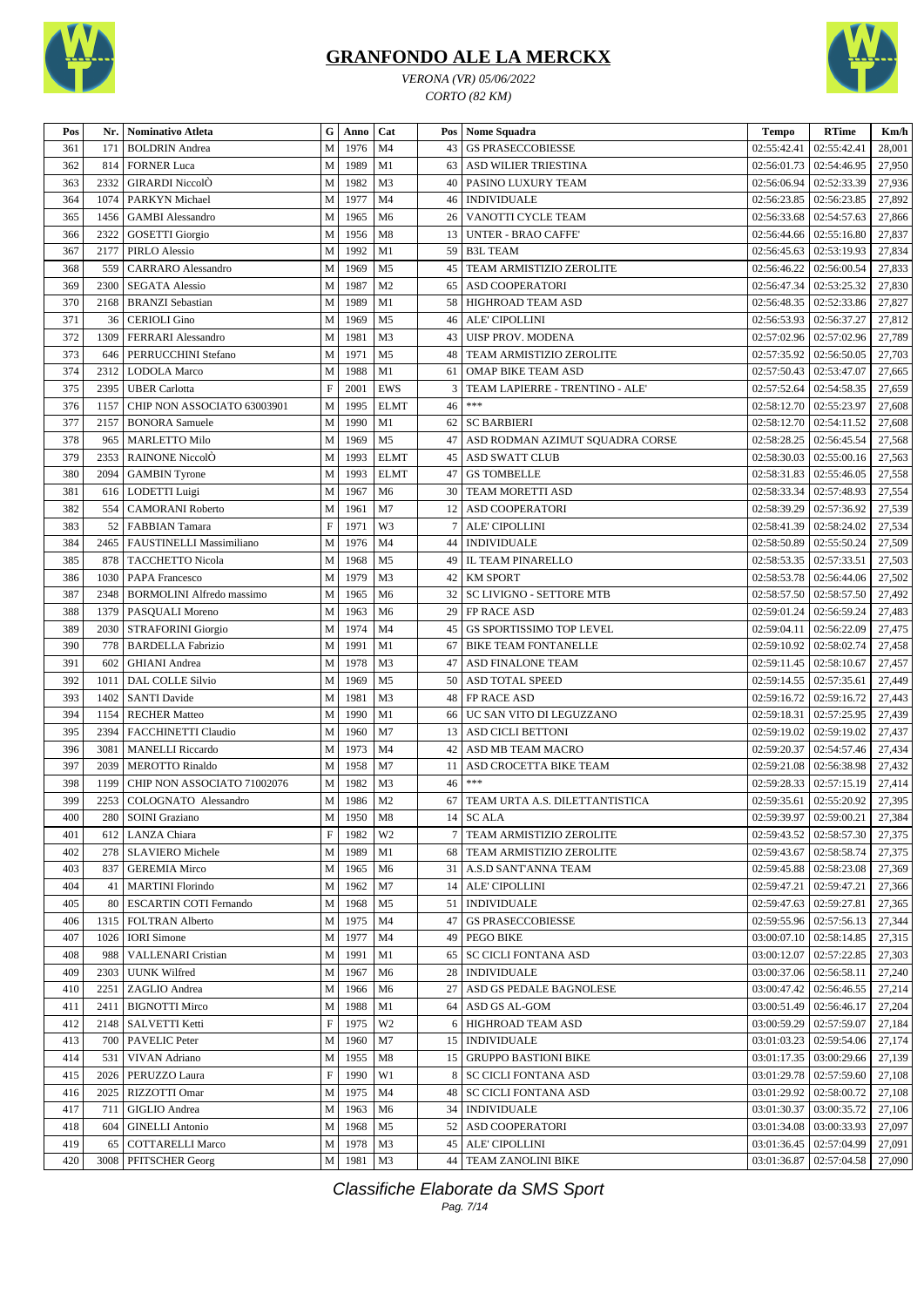# GRANFONDO ALE LA MERCKX

*VERONA (VR) 05/06/2022*

*CORTO (82 KM)*

| Pos | Nr. | Nominativo Atleta | G | Anno | Cat | Pos | Nome Squadra | Tempo | RTime | Km/h |
|---|---|---|---|---|---|---|---|---|---|---|
| 361 | 171 | BOLDRIN Andrea | M | 1976 | M4 | 43 | GS PRASECCOBIESSE | 02:55:42.41 | 02:55:42.41 | 28,001 |
| 362 | 814 | FORNER Luca | M | 1989 | M1 | 63 | ASD WILIER TRIESTINA | 02:56:01.73 | 02:54:46.95 | 27,950 |
| 363 | 2332 | GIRARDI NiccolÒ | M | 1982 | M3 | 40 | PASINO LUXURY TEAM | 02:56:06.94 | 02:52:33.39 | 27,936 |
| 364 | 1074 | PARKYN Michael | M | 1977 | M4 | 46 | INDIVIDUALE | 02:56:23.85 | 02:56:23.85 | 27,892 |
| 365 | 1456 | GAMBI Alessandro | M | 1965 | M6 | 26 | VANOTTI CYCLE TEAM | 02:56:33.68 | 02:54:57.63 | 27,866 |
| 366 | 2322 | GOSETTI Giorgio | M | 1956 | M8 | 13 | UNTER - BRAO CAFFE' | 02:56:44.66 | 02:55:16.80 | 27,837 |
| 367 | 2177 | PIRLO Alessio | M | 1992 | M1 | 59 | B3L TEAM | 02:56:45.63 | 02:53:19.93 | 27,834 |
| 368 | 559 | CARRARO Alessandro | M | 1969 | M5 | 45 | TEAM ARMISTIZIO ZEROLITE | 02:56:46.22 | 02:56:00.54 | 27,833 |
| 369 | 2300 | SEGATA Alessio | M | 1987 | M2 | 65 | ASD COOPERATORI | 02:56:47.34 | 02:53:25.32 | 27,830 |
| 370 | 2168 | BRANZI Sebastian | M | 1989 | M1 | 58 | HIGHROAD TEAM ASD | 02:56:48.35 | 02:52:33.86 | 27,827 |
| 371 | 36 | CERIOLI Gino | M | 1969 | M5 | 46 | ALE' CIPOLLINI | 02:56:53.93 | 02:56:37.27 | 27,812 |
| 372 | 1309 | FERRARI Alessandro | M | 1981 | M3 | 43 | UISP PROV. MODENA | 02:57:02.96 | 02:57:02.96 | 27,789 |
| 373 | 646 | PERRUCCHINI Stefano | M | 1971 | M5 | 48 | TEAM ARMISTIZIO ZEROLITE | 02:57:35.92 | 02:56:50.05 | 27,703 |
| 374 | 2312 | LODOLA Marco | M | 1988 | M1 | 61 | OMAP BIKE TEAM ASD | 02:57:50.43 | 02:53:47.07 | 27,665 |
| 375 | 2395 | UBER Carlotta | F | 2001 | EWS | 3 | TEAM LAPIERRE - TRENTINO - ALE' | 02:57:52.64 | 02:54:58.35 | 27,659 |
| 376 | 1157 | CHIP NON ASSOCIATO 63003901 | M | 1995 | ELMT | 46 | *** | 02:58:12.70 | 02:55:23.97 | 27,608 |
| 377 | 2157 | BONORA Samuele | M | 1990 | M1 | 62 | SC BARBIERI | 02:58:12.70 | 02:54:11.52 | 27,608 |
| 378 | 965 | MARLETTO Milo | M | 1969 | M5 | 47 | ASD RODMAN AZIMUT SQUADRA CORSE | 02:58:28.25 | 02:56:45.54 | 27,568 |
| 379 | 2353 | RAINONE NiccolÒ | M | 1993 | ELMT | 45 | ASD SWATT CLUB | 02:58:30.03 | 02:55:00.16 | 27,563 |
| 380 | 2094 | GAMBIN Tyrone | M | 1993 | ELMT | 47 | GS TOMBELLE | 02:58:31.83 | 02:55:46.05 | 27,558 |
| 381 | 616 | LODETTI Luigi | M | 1967 | M6 | 30 | TEAM MORETTI ASD | 02:58:33.34 | 02:57:48.93 | 27,554 |
| 382 | 554 | CAMORANI Roberto | M | 1961 | M7 | 12 | ASD COOPERATORI | 02:58:39.29 | 02:57:36.92 | 27,539 |
| 383 | 52 | FABBIAN Tamara | F | 1971 | W3 | 7 | ALE' CIPOLLINI | 02:58:41.39 | 02:58:24.02 | 27,534 |
| 384 | 2465 | FAUSTINELLI Massimiliano | M | 1976 | M4 | 44 | INDIVIDUALE | 02:58:50.89 | 02:55:50.24 | 27,509 |
| 385 | 878 | TACCHETTO Nicola | M | 1968 | M5 | 49 | IL TEAM PINARELLO | 02:58:53.35 | 02:57:33.51 | 27,503 |
| 386 | 1030 | PAPA Francesco | M | 1979 | M3 | 42 | KM SPORT | 02:58:53.78 | 02:56:44.06 | 27,502 |
| 387 | 2348 | BORMOLINI Alfredo massimo | M | 1965 | M6 | 32 | SC LIVIGNO - SETTORE MTB | 02:58:57.50 | 02:58:57.50 | 27,492 |
| 388 | 1379 | PASQUALI Moreno | M | 1963 | M6 | 29 | FP RACE ASD | 02:59:01.24 | 02:56:59.24 | 27,483 |
| 389 | 2030 | STRAFORINI Giorgio | M | 1974 | M4 | 45 | GS SPORTISSIMO TOP LEVEL | 02:59:04.11 | 02:56:22.09 | 27,475 |
| 390 | 778 | BARDELLA Fabrizio | M | 1991 | M1 | 67 | BIKE TEAM FONTANELLE | 02:59:10.92 | 02:58:02.74 | 27,458 |
| 391 | 602 | GHIANI Andrea | M | 1978 | M3 | 47 | ASD FINALONE TEAM | 02:59:11.45 | 02:58:10.67 | 27,457 |
| 392 | 1011 | DAL COLLE Silvio | M | 1969 | M5 | 50 | ASD TOTAL SPEED | 02:59:14.55 | 02:57:35.61 | 27,449 |
| 393 | 1402 | SANTI Davide | M | 1981 | M3 | 48 | FP RACE ASD | 02:59:16.72 | 02:59:16.72 | 27,443 |
| 394 | 1154 | RECHER Matteo | M | 1990 | M1 | 66 | UC SAN VITO DI LEGUZZANO | 02:59:18.31 | 02:57:25.95 | 27,439 |
| 395 | 2394 | FACCHINETTI Claudio | M | 1960 | M7 | 13 | ASD CICLI BETTONI | 02:59:19.02 | 02:59:19.02 | 27,437 |
| 396 | 3081 | MANELLI Riccardo | M | 1973 | M4 | 42 | ASD MB TEAM MACRO | 02:59:20.37 | 02:54:57.46 | 27,434 |
| 397 | 2039 | MEROTTO Rinaldo | M | 1958 | M7 | 11 | ASD CROCETTA BIKE TEAM | 02:59:21.08 | 02:56:38.98 | 27,432 |
| 398 | 1199 | CHIP NON ASSOCIATO 71002076 | M | 1982 | M3 | 46 | *** | 02:59:28.33 | 02:57:15.19 | 27,414 |
| 399 | 2253 | COLOGNATO Alessandro | M | 1986 | M2 | 67 | TEAM URTA A.S. DILETTANTISTICA | 02:59:35.61 | 02:55:20.92 | 27,395 |
| 400 | 280 | SOINI Graziano | M | 1950 | M8 | 14 | SC ALA | 02:59:39.97 | 02:59:00.21 | 27,384 |
| 401 | 612 | LANZA Chiara | F | 1982 | W2 | 7 | TEAM ARMISTIZIO ZEROLITE | 02:59:43.52 | 02:58:57.30 | 27,375 |
| 402 | 278 | SLAVIERO Michele | M | 1989 | M1 | 68 | TEAM ARMISTIZIO ZEROLITE | 02:59:43.67 | 02:58:58.74 | 27,375 |
| 403 | 837 | GEREMIA Mirco | M | 1965 | M6 | 31 | A.S.D SANT'ANNA TEAM | 02:59:45.88 | 02:58:23.08 | 27,369 |
| 404 | 41 | MARTINI Florindo | M | 1962 | M7 | 14 | ALE' CIPOLLINI | 02:59:47.21 | 02:59:47.21 | 27,366 |
| 405 | 80 | ESCARTIN COTI Fernando | M | 1968 | M5 | 51 | INDIVIDUALE | 02:59:47.63 | 02:59:27.81 | 27,365 |
| 406 | 1315 | FOLTRAN Alberto | M | 1975 | M4 | 47 | GS PRASECCOBIESSE | 02:59:55.96 | 02:57:56.13 | 27,344 |
| 407 | 1026 | IORI Simone | M | 1977 | M4 | 49 | PEGO BIKE | 03:00:07.10 | 02:58:14.85 | 27,315 |
| 408 | 988 | VALLENARI Cristian | M | 1991 | M1 | 65 | SC CICLI FONTANA ASD | 03:00:12.07 | 02:57:22.85 | 27,303 |
| 409 | 2303 | UUNK Wilfred | M | 1967 | M6 | 28 | INDIVIDUALE | 03:00:37.06 | 02:56:58.11 | 27,240 |
| 410 | 2251 | ZAGLIO Andrea | M | 1966 | M6 | 27 | ASD GS PEDALE BAGNOLESE | 03:00:47.42 | 02:46:46.55 | 27,214 |
| 411 | 2411 | BIGNOTTI Mirco | M | 1988 | M1 | 64 | ASD GS AL-GOM | 03:00:51.49 | 02:56:46.17 | 27,204 |
| 412 | 2148 | SALVETTI Ketti | F | 1975 | W2 | 6 | HIGHROAD TEAM ASD | 03:00:59.29 | 02:57:59.07 | 27,184 |
| 413 | 700 | PAVELIC Peter | M | 1960 | M7 | 15 | INDIVIDUALE | 03:01:03.23 | 02:59:54.06 | 27,174 |
| 414 | 531 | VIVAN Adriano | M | 1955 | M8 | 15 | GRUPPO BASTIONI BIKE | 03:01:17.35 | 03:00:29.66 | 27,139 |
| 415 | 2026 | PERUZZO Laura | F | 1990 | W1 | 8 | SC CICLI FONTANA ASD | 03:01:29.78 | 02:57:59.60 | 27,108 |
| 416 | 2025 | RIZZOTTI Omar | M | 1975 | M4 | 48 | SC CICLI FONTANA ASD | 03:01:29.92 | 02:58:00.72 | 27,108 |
| 417 | 711 | GIGLIO Andrea | M | 1963 | M6 | 34 | INDIVIDUALE | 03:01:30.37 | 03:00:35.72 | 27,106 |
| 418 | 604 | GINELLI Antonio | M | 1968 | M5 | 52 | ASD COOPERATORI | 03:01:34.08 | 03:00:33.93 | 27,097 |
| 419 | 65 | COTTARELLI Marco | M | 1978 | M3 | 45 | ALE' CIPOLLINI | 03:01:36.45 | 02:57:04.99 | 27,091 |
| 420 | 3008 | PFITSCHER Georg | M | 1981 | M3 | 44 | TEAM ZANOLINI BIKE | 03:01:36.87 | 02:57:04.58 | 27,090 |

*Classifiche Elaborate da SMS Sport*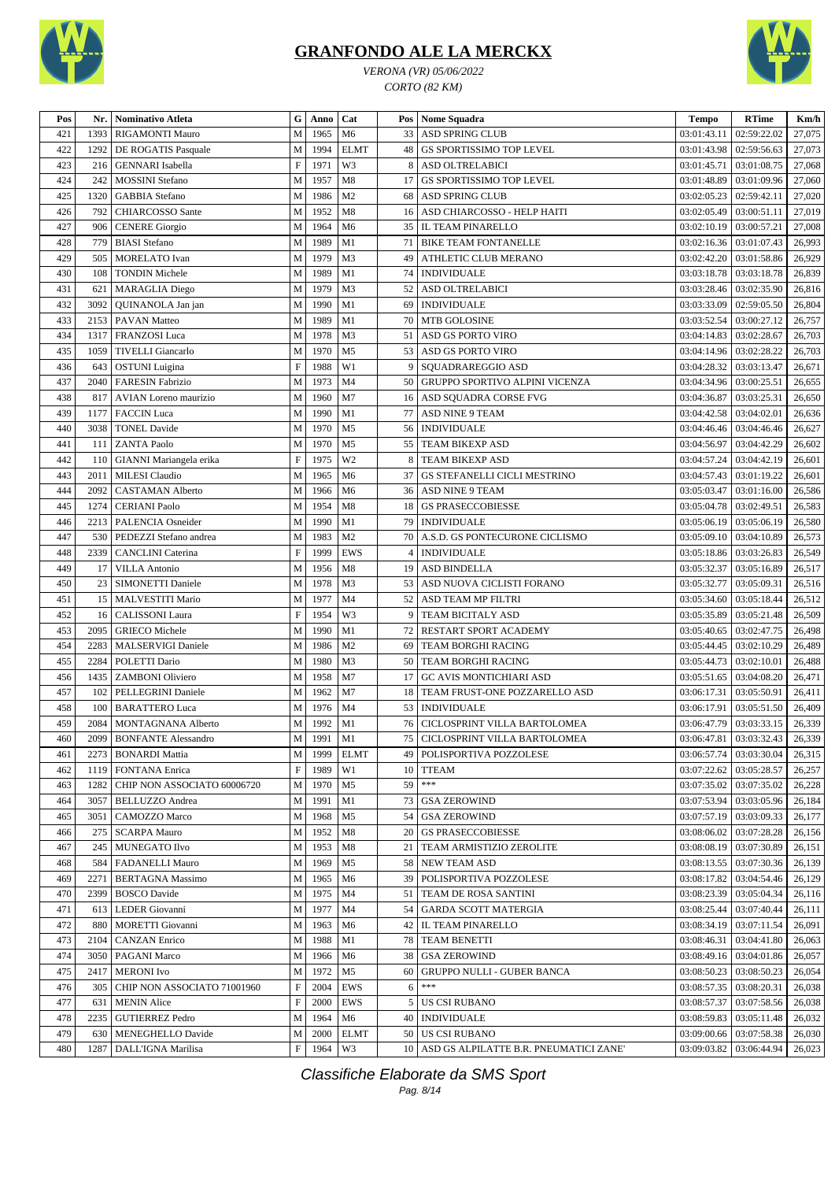# GRANFONDO ALE LA MERCKX

*VERONA (VR) 05/06/2022*

*CORTO (82 KM)*

| Pos | Nr. | Nominativo Atleta | G | Anno | Cat | Pos | Nome Squadra | Tempo | RTime | Km/h |
|---|---|---|---|---|---|---|---|---|---|---|
| 421 | 1393 | RIGAMONTI Mauro | M | 1965 | M6 | 33 | ASD SPRING CLUB | 03:01:43.11 | 02:59:22.02 | 27,075 |
| 422 | 1292 | DE ROGATIS Pasquale | M | 1994 | ELMT | 48 | GS SPORTISSIMO TOP LEVEL | 03:01:43.98 | 02:59:56.63 | 27,073 |
| 423 | 216 | GENNARI Isabella | F | 1971 | W3 | 8 | ASD OLTRELABICI | 03:01:45.71 | 03:01:08.75 | 27,068 |
| 424 | 242 | MOSSINI Stefano | M | 1957 | M8 | 17 | GS SPORTISSIMO TOP LEVEL | 03:01:48.89 | 03:01:09.96 | 27,060 |
| 425 | 1320 | GABBIA Stefano | M | 1986 | M2 | 68 | ASD SPRING CLUB | 03:02:05.23 | 02:59:42.11 | 27,020 |
| 426 | 792 | CHIARCOSSO Sante | M | 1952 | M8 | 16 | ASD CHIARCOSSO - HELP HAITI | 03:02:05.49 | 03:00:51.11 | 27,019 |
| 427 | 906 | CENERE Giorgio | M | 1964 | M6 | 35 | IL TEAM PINARELLO | 03:02:10.19 | 03:00:57.21 | 27,008 |
| 428 | 779 | BIASI Stefano | M | 1989 | M1 | 71 | BIKE TEAM FONTANELLE | 03:02:16.36 | 03:01:07.43 | 26,993 |
| 429 | 505 | MORELATO Ivan | M | 1979 | M3 | 49 | ATHLETIC CLUB MERANO | 03:02:42.20 | 03:01:58.86 | 26,929 |
| 430 | 108 | TONDIN Michele | M | 1989 | M1 | 74 | INDIVIDUALE | 03:03:18.78 | 03:03:18.78 | 26,839 |
| 431 | 621 | MARAGLIA Diego | M | 1979 | M3 | 52 | ASD OLTRELABICI | 03:03:28.46 | 03:02:35.90 | 26,816 |
| 432 | 3092 | QUINANOLA Jan jan | M | 1990 | M1 | 69 | INDIVIDUALE | 03:03:33.09 | 02:59:05.50 | 26,804 |
| 433 | 2153 | PAVAN Matteo | M | 1989 | M1 | 70 | MTB GOLOSINE | 03:03:52.54 | 03:00:27.12 | 26,757 |
| 434 | 1317 | FRANZOSI Luca | M | 1978 | M3 | 51 | ASD GS PORTO VIRO | 03:04:14.83 | 03:02:28.67 | 26,703 |
| 435 | 1059 | TIVELLI Giancarlo | M | 1970 | M5 | 53 | ASD GS PORTO VIRO | 03:04:14.96 | 03:02:28.22 | 26,703 |
| 436 | 643 | OSTUNI Luigina | F | 1988 | W1 | 9 | SQUADRAREGGIO ASD | 03:04:28.32 | 03:03:13.47 | 26,671 |
| 437 | 2040 | FARESIN Fabrizio | M | 1973 | M4 | 50 | GRUPPO SPORTIVO ALPINI VICENZA | 03:04:34.96 | 03:00:25.51 | 26,655 |
| 438 | 817 | AVIAN Loreno maurizio | M | 1960 | M7 | 16 | ASD SQUADRA CORSE FVG | 03:04:36.87 | 03:03:25.31 | 26,650 |
| 439 | 1177 | FACCIN Luca | M | 1990 | M1 | 77 | ASD NINE 9 TEAM | 03:04:42.58 | 03:04:02.01 | 26,636 |
| 440 | 3038 | TONEL Davide | M | 1970 | M5 | 56 | INDIVIDUALE | 03:04:46.46 | 03:04:46.46 | 26,627 |
| 441 | 111 | ZANTA Paolo | M | 1970 | M5 | 55 | TEAM BIKEXP ASD | 03:04:56.97 | 03:04:42.29 | 26,602 |
| 442 | 110 | GIANNI Mariangela erika | F | 1975 | W2 | 8 | TEAM BIKEXP ASD | 03:04:57.24 | 03:04:42.19 | 26,601 |
| 443 | 2011 | MILESI Claudio | M | 1965 | M6 | 37 | GS STEFANELLI CICLI MESTRINO | 03:04:57.43 | 03:01:19.22 | 26,601 |
| 444 | 2092 | CASTAMAN Alberto | M | 1966 | M6 | 36 | ASD NINE 9 TEAM | 03:05:03.47 | 03:01:16.00 | 26,586 |
| 445 | 1274 | CERIANI Paolo | M | 1954 | M8 | 18 | GS PRASECCOBIESSE | 03:05:04.78 | 03:02:49.51 | 26,583 |
| 446 | 2213 | PALENCIA Osneider | M | 1990 | M1 | 79 | INDIVIDUALE | 03:05:06.19 | 03:05:06.19 | 26,580 |
| 447 | 530 | PEDEZZI Stefano andrea | M | 1983 | M2 | 70 | A.S.D. GS PONTECURONE CICLISMO | 03:05:09.10 | 03:04:10.89 | 26,573 |
| 448 | 2339 | CANCLINI Caterina | F | 1999 | EWS | 4 | INDIVIDUALE | 03:05:18.86 | 03:03:26.83 | 26,549 |
| 449 | 17 | VILLA Antonio | M | 1956 | M8 | 19 | ASD BINDELLA | 03:05:32.37 | 03:05:16.89 | 26,517 |
| 450 | 23 | SIMONETTI Daniele | M | 1978 | M3 | 53 | ASD NUOVA CICLISTI FORANO | 03:05:32.77 | 03:05:09.31 | 26,516 |
| 451 | 15 | MALVESTITI Mario | M | 1977 | M4 | 52 | ASD TEAM MP FILTRI | 03:05:34.60 | 03:05:18.44 | 26,512 |
| 452 | 16 | CALISSONI Laura | F | 1954 | W3 | 9 | TEAM BICITALY ASD | 03:05:35.89 | 03:05:21.48 | 26,509 |
| 453 | 2095 | GRIECO Michele | M | 1990 | M1 | 72 | RESTART SPORT ACADEMY | 03:05:40.65 | 03:02:47.75 | 26,498 |
| 454 | 2283 | MALSERVIGI Daniele | M | 1986 | M2 | 69 | TEAM BORGHI RACING | 03:05:44.45 | 03:02:10.29 | 26,489 |
| 455 | 2284 | POLETTI Dario | M | 1980 | M3 | 50 | TEAM BORGHI RACING | 03:05:44.73 | 03:02:10.01 | 26,488 |
| 456 | 1435 | ZAMBONI Oliviero | M | 1958 | M7 | 17 | GC AVIS MONTICHIARI ASD | 03:05:51.65 | 03:04:08.20 | 26,471 |
| 457 | 102 | PELLEGRINI Daniele | M | 1962 | M7 | 18 | TEAM FRUST-ONE POZZARELLO ASD | 03:06:17.31 | 03:05:50.91 | 26,411 |
| 458 | 100 | BARATTERO Luca | M | 1976 | M4 | 53 | INDIVIDUALE | 03:06:17.91 | 03:05:51.50 | 26,409 |
| 459 | 2084 | MONTAGNANA Alberto | M | 1992 | M1 | 76 | CICLOSPRINT VILLA BARTOLOMEA | 03:06:47.79 | 03:03:33.15 | 26,339 |
| 460 | 2099 | BONFANTE Alessandro | M | 1991 | M1 | 75 | CICLOSPRINT VILLA BARTOLOMEA | 03:06:47.81 | 03:03:32.43 | 26,339 |
| 461 | 2273 | BONARDI Mattia | M | 1999 | ELMT | 49 | POLISPORTIVA POZZOLESE | 03:06:57.74 | 03:03:30.04 | 26,315 |
| 462 | 1119 | FONTANA Enrica | F | 1989 | W1 | 10 | TTEAM | 03:07:22.62 | 03:05:28.57 | 26,257 |
| 463 | 1282 | CHIP NON ASSOCIATO 60006720 | M | 1970 | M5 | 59 | *** | 03:07:35.02 | 03:07:35.02 | 26,228 |
| 464 | 3057 | BELLUZZO Andrea | M | 1991 | M1 | 73 | GSA ZEROWIND | 03:07:53.94 | 03:03:05.96 | 26,184 |
| 465 | 3051 | CAMOZZO Marco | M | 1968 | M5 | 54 | GSA ZEROWIND | 03:07:57.19 | 03:03:09.33 | 26,177 |
| 466 | 275 | SCARPA Mauro | M | 1952 | M8 | 20 | GS PRASECCOBIESSE | 03:08:06.02 | 03:07:28.28 | 26,156 |
| 467 | 245 | MUNEGATO Ilvo | M | 1953 | M8 | 21 | TEAM ARMISTIZIO ZEROLITE | 03:08:08.19 | 03:07:30.89 | 26,151 |
| 468 | 584 | FADANELLI Mauro | M | 1969 | M5 | 58 | NEW TEAM ASD | 03:08:13.55 | 03:07:30.36 | 26,139 |
| 469 | 2271 | BERTAGNA Massimo | M | 1965 | M6 | 39 | POLISPORTIVA POZZOLESE | 03:08:17.82 | 03:04:54.46 | 26,129 |
| 470 | 2399 | BOSCO Davide | M | 1975 | M4 | 51 | TEAM DE ROSA SANTINI | 03:08:23.39 | 03:05:04.34 | 26,116 |
| 471 | 613 | LEDER Giovanni | M | 1977 | M4 | 54 | GARDA SCOTT MATERGIA | 03:08:25.44 | 03:07:40.44 | 26,111 |
| 472 | 880 | MORETTI Giovanni | M | 1963 | M6 | 42 | IL TEAM PINARELLO | 03:08:34.19 | 03:07:11.54 | 26,091 |
| 473 | 2104 | CANZAN Enrico | M | 1988 | M1 | 78 | TEAM BENETTI | 03:08:46.31 | 03:04:41.80 | 26,063 |
| 474 | 3050 | PAGANI Marco | M | 1966 | M6 | 38 | GSA ZEROWIND | 03:08:49.16 | 03:04:01.86 | 26,057 |
| 475 | 2417 | MERONI Ivo | M | 1972 | M5 | 60 | GRUPPO NULLI - GUBER BANCA | 03:08:50.23 | 03:08:50.23 | 26,054 |
| 476 | 305 | CHIP NON ASSOCIATO 71001960 | F | 2004 | EWS | 6 | *** | 03:08:57.35 | 03:08:20.31 | 26,038 |
| 477 | 631 | MENIN Alice | F | 2000 | EWS | 5 | US CSI RUBANO | 03:08:57.37 | 03:07:58.56 | 26,038 |
| 478 | 2235 | GUTIERREZ Pedro | M | 1964 | M6 | 40 | INDIVIDUALE | 03:08:59.83 | 03:05:11.48 | 26,032 |
| 479 | 630 | MENEGHELLO Davide | M | 2000 | ELMT | 50 | US CSI RUBANO | 03:09:00.66 | 03:07:58.38 | 26,030 |
| 480 | 1287 | DALL'IGNA Marilisa | F | 1964 | W3 | 10 | ASD GS ALPILATTE B.R. PNEUMATICI ZANE' | 03:09:03.82 | 03:06:44.94 | 26,023 |

*Classifiche Elaborate da SMS Sport*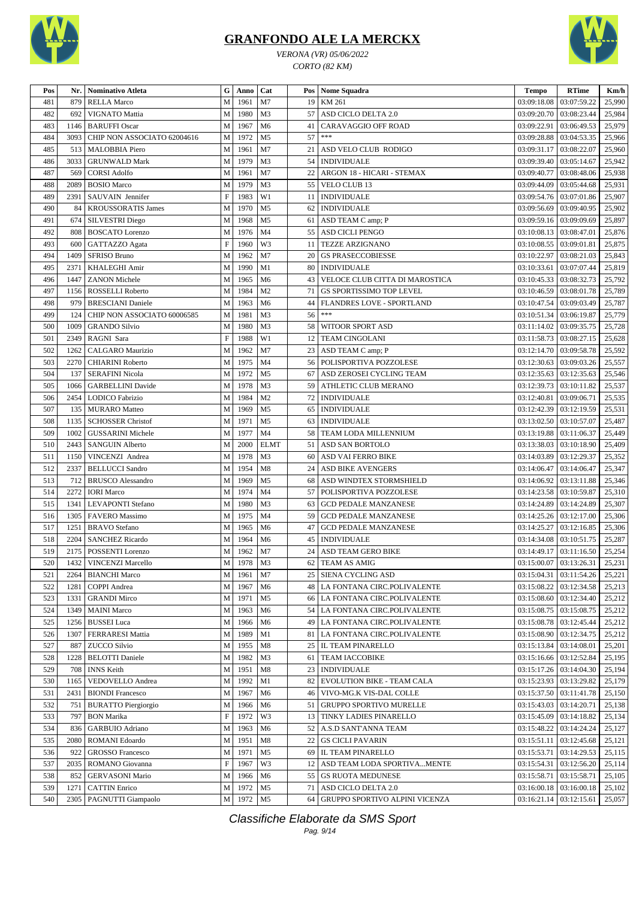# GRANFONDO ALE LA MERCKX

*VERONA (VR) 05/06/2022*

*CORTO (82 KM)*

| Pos | Nr. | Nominativo Atleta | G | Anno | Cat | Pos | Nome Squadra | Tempo | RTime | Km/h |
|---|---|---|---|---|---|---|---|---|---|---|
| 481 | 879 | RELLA Marco | M | 1961 | M7 | 19 | KM 261 | 03:09:18.08 | 03:07:59.22 | 25,990 |
| 482 | 692 | VIGNATO Mattia | M | 1980 | M3 | 57 | ASD CICLO DELTA 2.0 | 03:09:20.70 | 03:08:23.44 | 25,984 |
| 483 | 1146 | BARUFFI Oscar | M | 1967 | M6 | 41 | CARAVAGGIO OFF ROAD | 03:09:22.91 | 03:06:49.53 | 25,979 |
| 484 | 3093 | CHIP NON ASSOCIATO 62004616 | M | 1972 | M5 | 57 | *** | 03:09:28.88 | 03:04:53.35 | 25,966 |
| 485 | 513 | MALOBBIA Piero | M | 1961 | M7 | 21 | ASD VELO CLUB RODIGO | 03:09:31.17 | 03:08:22.07 | 25,960 |
| 486 | 3033 | GRUNWALD Mark | M | 1979 | M3 | 54 | INDIVIDUALE | 03:09:39.40 | 03:05:14.67 | 25,942 |
| 487 | 569 | CORSI Adolfo | M | 1961 | M7 | 22 | ARGON 18 - HICARI - STEMAX | 03:09:40.77 | 03:08:48.06 | 25,938 |
| 488 | 2089 | BOSIO Marco | M | 1979 | M3 | 55 | VELO CLUB 13 | 03:09:44.09 | 03:05:44.68 | 25,931 |
| 489 | 2391 | SAUVAIN Jennifer | F | 1983 | W1 | 11 | INDIVIDUALE | 03:09:54.76 | 03:07:01.86 | 25,907 |
| 490 | 84 | KROUSSORATIS James | M | 1970 | M5 | 62 | INDIVIDUALE | 03:09:56.69 | 03:09:40.95 | 25,902 |
| 491 | 674 | SILVESTRI Diego | M | 1968 | M5 | 61 | ASD TEAM C amp; P | 03:09:59.16 | 03:09:09.69 | 25,897 |
| 492 | 808 | BOSCATO Lorenzo | M | 1976 | M4 | 55 | ASD CICLI PENGO | 03:10:08.13 | 03:08:47.01 | 25,876 |
| 493 | 600 | GATTAZZO Agata | F | 1960 | W3 | 11 | TEZZE ARZIGNANO | 03:10:08.55 | 03:09:01.81 | 25,875 |
| 494 | 1409 | SFRISO Bruno | M | 1962 | M7 | 20 | GS PRASECCOBIESSE | 03:10:22.97 | 03:08:21.03 | 25,843 |
| 495 | 2371 | KHALEGHI Amir | M | 1990 | M1 | 80 | INDIVIDUALE | 03:10:33.61 | 03:07:07.44 | 25,819 |
| 496 | 1447 | ZANON Michele | M | 1965 | M6 | 43 | VELOCE CLUB CITTA DI MAROSTICA | 03:10:45.33 | 03:08:32.73 | 25,792 |
| 497 | 1156 | ROSSELLI Roberto | M | 1984 | M2 | 71 | GS SPORTISSIMO TOP LEVEL | 03:10:46.59 | 03:08:01.78 | 25,789 |
| 498 | 979 | BRESCIANI Daniele | M | 1963 | M6 | 44 | FLANDRES LOVE - SPORTLAND | 03:10:47.54 | 03:09:03.49 | 25,787 |
| 499 | 124 | CHIP NON ASSOCIATO 60006585 | M | 1981 | M3 | 56 | *** | 03:10:51.34 | 03:06:19.87 | 25,779 |
| 500 | 1009 | GRANDO Silvio | M | 1980 | M3 | 58 | WITOOR SPORT ASD | 03:11:14.02 | 03:09:35.75 | 25,728 |
| 501 | 2349 | RAGNI Sara | F | 1988 | W1 | 12 | TEAM CINGOLANI | 03:11:58.73 | 03:08:27.15 | 25,628 |
| 502 | 1262 | CALGARO Maurizio | M | 1962 | M7 | 23 | ASD TEAM C amp; P | 03:12:14.70 | 03:09:58.78 | 25,592 |
| 503 | 2270 | CHIARINI Roberto | M | 1975 | M4 | 56 | POLISPORTIVA POZZOLESE | 03:12:30.63 | 03:09:03.26 | 25,557 |
| 504 | 137 | SERAFINI Nicola | M | 1972 | M5 | 67 | ASD ZEROSEI CYCLING TEAM | 03:12:35.63 | 03:12:35.63 | 25,546 |
| 505 | 1066 | GARBELLINI Davide | M | 1978 | M3 | 59 | ATHLETIC CLUB MERANO | 03:12:39.73 | 03:10:11.82 | 25,537 |
| 506 | 2454 | LODICO Fabrizio | M | 1984 | M2 | 72 | INDIVIDUALE | 03:12:40.81 | 03:09:06.71 | 25,535 |
| 507 | 135 | MURARO Matteo | M | 1969 | M5 | 65 | INDIVIDUALE | 03:12:42.39 | 03:12:19.59 | 25,531 |
| 508 | 1135 | SCHOSSER Christof | M | 1971 | M5 | 63 | INDIVIDUALE | 03:13:02.50 | 03:10:57.07 | 25,487 |
| 509 | 1002 | GUSSARINI Michele | M | 1977 | M4 | 58 | TEAM LODA MILLENNIUM | 03:13:19.88 | 03:11:06.37 | 25,449 |
| 510 | 2443 | SANGUIN Alberto | M | 2000 | ELMT | 51 | ASD SAN BORTOLO | 03:13:38.03 | 03:10:18.90 | 25,409 |
| 511 | 1150 | VINCENZI Andrea | M | 1978 | M3 | 60 | ASD VAI FERRO BIKE | 03:14:03.89 | 03:12:29.37 | 25,352 |
| 512 | 2337 | BELLUCCI Sandro | M | 1954 | M8 | 24 | ASD BIKE AVENGERS | 03:14:06.47 | 03:14:06.47 | 25,347 |
| 513 | 712 | BRUSCO Alessandro | M | 1969 | M5 | 68 | ASD WINDTEX STORMSHIELD | 03:14:06.92 | 03:13:11.88 | 25,346 |
| 514 | 2272 | IORI Marco | M | 1974 | M4 | 57 | POLISPORTIVA POZZOLESE | 03:14:23.58 | 03:10:59.87 | 25,310 |
| 515 | 1341 | LEVAPONTI Stefano | M | 1980 | M3 | 63 | GCD PEDALE MANZANESE | 03:14:24.89 | 03:14:24.89 | 25,307 |
| 516 | 1305 | FAVERO Massimo | M | 1975 | M4 | 59 | GCD PEDALE MANZANESE | 03:14:25.26 | 03:12:17.00 | 25,306 |
| 517 | 1251 | BRAVO Stefano | M | 1965 | M6 | 47 | GCD PEDALE MANZANESE | 03:14:25.27 | 03:12:16.85 | 25,306 |
| 518 | 2204 | SANCHEZ Ricardo | M | 1964 | M6 | 45 | INDIVIDUALE | 03:14:34.08 | 03:10:51.75 | 25,287 |
| 519 | 2175 | POSSENTI Lorenzo | M | 1962 | M7 | 24 | ASD TEAM GERO BIKE | 03:14:49.17 | 03:11:16.50 | 25,254 |
| 520 | 1432 | VINCENZI Marcello | M | 1978 | M3 | 62 | TEAM AS AMIG | 03:15:00.07 | 03:13:26.31 | 25,231 |
| 521 | 2264 | BIANCHI Marco | M | 1961 | M7 | 25 | SIENA CYCLING ASD | 03:15:04.31 | 03:11:54.26 | 25,221 |
| 522 | 1281 | COPPI Andrea | M | 1967 | M6 | 48 | LA FONTANA CIRC.POLIVALENTE | 03:15:08.22 | 03:12:34.58 | 25,213 |
| 523 | 1331 | GRANDI Mirco | M | 1971 | M5 | 66 | LA FONTANA CIRC.POLIVALENTE | 03:15:08.60 | 03:12:34.40 | 25,212 |
| 524 | 1349 | MAINI Marco | M | 1963 | M6 | 54 | LA FONTANA CIRC.POLIVALENTE | 03:15:08.75 | 03:15:08.75 | 25,212 |
| 525 | 1256 | BUSSEI Luca | M | 1966 | M6 | 49 | LA FONTANA CIRC.POLIVALENTE | 03:15:08.78 | 03:12:45.44 | 25,212 |
| 526 | 1307 | FERRARESI Mattia | M | 1989 | M1 | 81 | LA FONTANA CIRC.POLIVALENTE | 03:15:08.90 | 03:12:34.75 | 25,212 |
| 527 | 887 | ZUCCO Silvio | M | 1955 | M8 | 25 | IL TEAM PINARELLO | 03:15:13.84 | 03:14:08.01 | 25,201 |
| 528 | 1228 | BELOTTI Daniele | M | 1982 | M3 | 61 | TEAM IACCOBIKE | 03:15:16.66 | 03:12:52.84 | 25,195 |
| 529 | 708 | INNS Keith | M | 1951 | M8 | 23 | INDIVIDUALE | 03:15:17.26 | 03:14:04.30 | 25,194 |
| 530 | 1165 | VEDOVELLO Andrea | M | 1992 | M1 | 82 | EVOLUTION BIKE - TEAM CALA | 03:15:23.93 | 03:13:29.82 | 25,179 |
| 531 | 2431 | BIONDI Francesco | M | 1967 | M6 | 46 | VIVO-MG.K VIS-DAL COLLE | 03:15:37.50 | 03:11:41.78 | 25,150 |
| 532 | 751 | BURATTO Piergiorgio | M | 1966 | M6 | 51 | GRUPPO SPORTIVO MURELLE | 03:15:43.03 | 03:14:20.71 | 25,138 |
| 533 | 797 | BON Marika | F | 1972 | W3 | 13 | TINKY LADIES PINARELLO | 03:15:45.09 | 03:14:18.82 | 25,134 |
| 534 | 836 | GARBUIO Adriano | M | 1963 | M6 | 52 | A.S.D SANT'ANNA TEAM | 03:15:48.22 | 03:14:24.24 | 25,127 |
| 535 | 2080 | ROMANI Edoardo | M | 1951 | M8 | 22 | GS CICLI PAVARIN | 03:15:51.11 | 03:12:45.68 | 25,121 |
| 536 | 922 | GROSSO Francesco | M | 1971 | M5 | 69 | IL TEAM PINARELLO | 03:15:53.71 | 03:14:29.53 | 25,115 |
| 537 | 2035 | ROMANO Giovanna | F | 1967 | W3 | 12 | ASD TEAM LODA SPORTIVA...MENTE | 03:15:54.31 | 03:12:56.20 | 25,114 |
| 538 | 852 | GERVASONI Mario | M | 1966 | M6 | 55 | GS RUOTA MEDUNESE | 03:15:58.71 | 03:15:58.71 | 25,105 |
| 539 | 1271 | CATTIN Enrico | M | 1972 | M5 | 71 | ASD CICLO DELTA 2.0 | 03:16:00.18 | 03:16:00.18 | 25,102 |
| 540 | 2305 | PAGNUTTI Giampaolo | M | 1972 | M5 | 64 | GRUPPO SPORTIVO ALPINI VICENZA | 03:16:21.14 | 03:12:15.61 | 25,057 |

*Classifiche Elaborate da SMS Sport*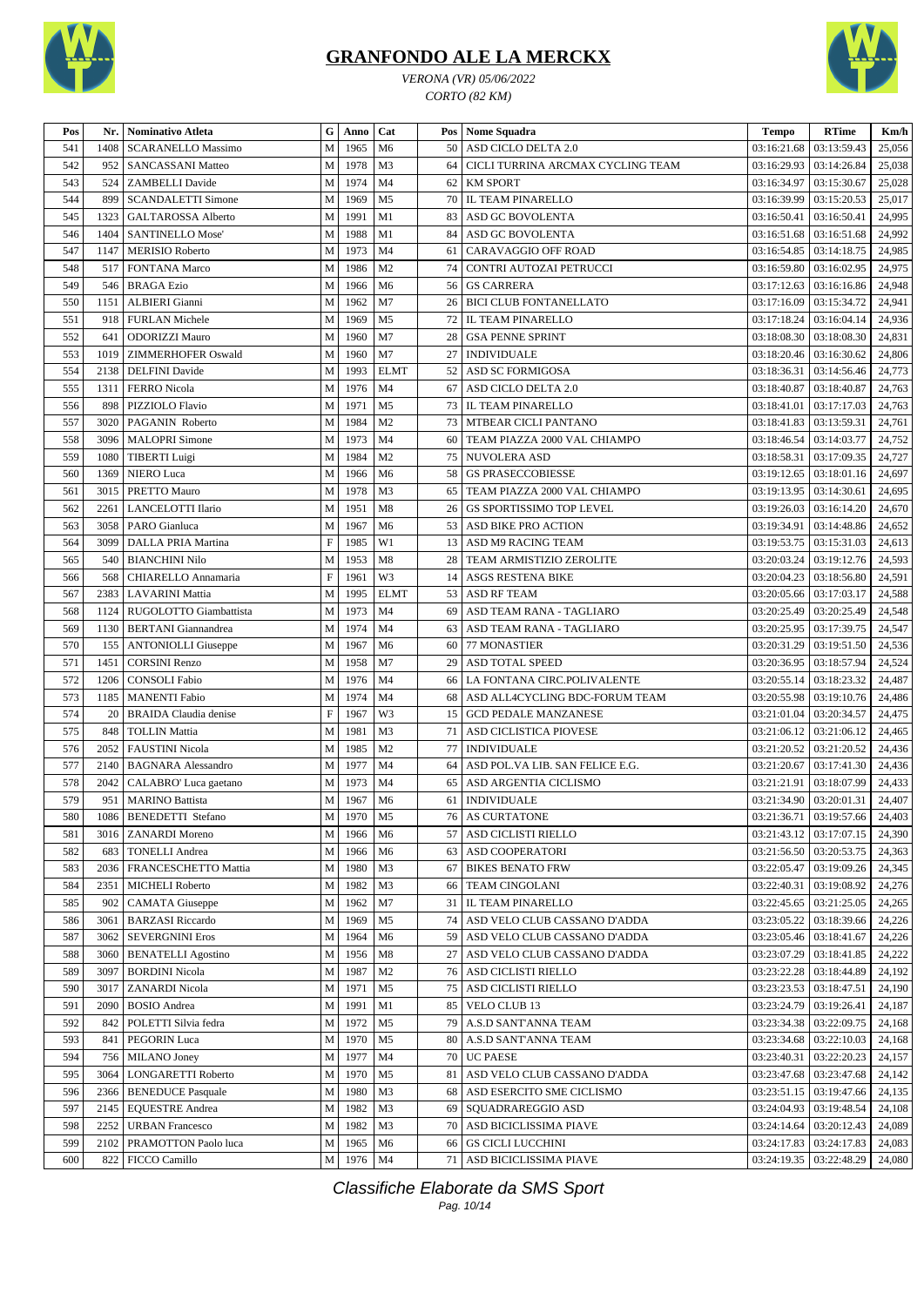# GRANFONDO ALE LA MERCKX

*VERONA (VR) 05/06/2022*

*CORTO (82 KM)*

| Pos | Nr. | Nominativo Atleta | G | Anno | Cat | Pos | Nome Squadra | Tempo | RTime | Km/h |
|---|---|---|---|---|---|---|---|---|---|---|
| 541 | 1408 | SCARANELLO Massimo | M | 1965 | M6 | 50 | ASD CICLO DELTA 2.0 | 03:16:21.68 | 03:13:59.43 | 25,056 |
| 542 | 952 | SANCASSANI Matteo | M | 1978 | M3 | 64 | CICLI TURRINA ARCMAX CYCLING TEAM | 03:16:29.93 | 03:14:26.84 | 25,038 |
| 543 | 524 | ZAMBELLI Davide | M | 1974 | M4 | 62 | KM SPORT | 03:16:34.97 | 03:15:30.67 | 25,028 |
| 544 | 899 | SCANDALETTI Simone | M | 1969 | M5 | 70 | IL TEAM PINARELLO | 03:16:39.99 | 03:15:20.53 | 25,017 |
| 545 | 1323 | GALTAROSSA Alberto | M | 1991 | M1 | 83 | ASD GC BOVOLENTA | 03:16:50.41 | 03:16:50.41 | 24,995 |
| 546 | 1404 | SANTINELLO Mose' | M | 1988 | M1 | 84 | ASD GC BOVOLENTA | 03:16:51.68 | 03:16:51.68 | 24,992 |
| 547 | 1147 | MERISIO Roberto | M | 1973 | M4 | 61 | CARAVAGGIO OFF ROAD | 03:16:54.85 | 03:14:18.75 | 24,985 |
| 548 | 517 | FONTANA Marco | M | 1986 | M2 | 74 | CONTRI AUTOZAI PETRUCCI | 03:16:59.80 | 03:16:02.95 | 24,975 |
| 549 | 546 | BRAGA Ezio | M | 1966 | M6 | 56 | GS CARRERA | 03:17:12.63 | 03:16:16.86 | 24,948 |
| 550 | 1151 | ALBIERI Gianni | M | 1962 | M7 | 26 | BICI CLUB FONTANELLATO | 03:17:16.09 | 03:15:34.72 | 24,941 |
| 551 | 918 | FURLAN Michele | M | 1969 | M5 | 72 | IL TEAM PINARELLO | 03:17:18.24 | 03:16:04.14 | 24,936 |
| 552 | 641 | ODORIZZI Mauro | M | 1960 | M7 | 28 | GSA PENNE SPRINT | 03:18:08.30 | 03:18:08.30 | 24,831 |
| 553 | 1019 | ZIMMERHOFER Oswald | M | 1960 | M7 | 27 | INDIVIDUALE | 03:18:20.46 | 03:16:30.62 | 24,806 |
| 554 | 2138 | DELFINI Davide | M | 1993 | ELMT | 52 | ASD SC FORMIGOSA | 03:18:36.31 | 03:14:56.46 | 24,773 |
| 555 | 1311 | FERRO Nicola | M | 1976 | M4 | 67 | ASD CICLO DELTA 2.0 | 03:18:40.87 | 03:18:40.87 | 24,763 |
| 556 | 898 | PIZZIOLO Flavio | M | 1971 | M5 | 73 | IL TEAM PINARELLO | 03:18:41.01 | 03:17:17.03 | 24,763 |
| 557 | 3020 | PAGANIN Roberto | M | 1984 | M2 | 73 | MTBEAR CICLI PANTANO | 03:18:41.83 | 03:13:59.31 | 24,761 |
| 558 | 3096 | MALOPRI Simone | M | 1973 | M4 | 60 | TEAM PIAZZA 2000 VAL CHIAMPO | 03:18:46.54 | 03:14:03.77 | 24,752 |
| 559 | 1080 | TIBERTI Luigi | M | 1984 | M2 | 75 | NUVOLERA ASD | 03:18:58.31 | 03:17:09.35 | 24,727 |
| 560 | 1369 | NIERO Luca | M | 1966 | M6 | 58 | GS PRASECCOBIESSE | 03:19:12.65 | 03:18:01.16 | 24,697 |
| 561 | 3015 | PRETTO Mauro | M | 1978 | M3 | 65 | TEAM PIAZZA 2000 VAL CHIAMPO | 03:19:13.95 | 03:14:30.61 | 24,695 |
| 562 | 2261 | LANCELOTTI Ilario | M | 1951 | M8 | 26 | GS SPORTISSIMO TOP LEVEL | 03:19:26.03 | 03:16:14.20 | 24,670 |
| 563 | 3058 | PARO Gianluca | M | 1967 | M6 | 53 | ASD BIKE PRO ACTION | 03:19:34.91 | 03:14:48.86 | 24,652 |
| 564 | 3099 | DALLA PRIA Martina | F | 1985 | W1 | 13 | ASD M9 RACING TEAM | 03:19:53.75 | 03:15:31.03 | 24,613 |
| 565 | 540 | BIANCHINI Nilo | M | 1953 | M8 | 28 | TEAM ARMISTIZIO ZEROLITE | 03:20:03.24 | 03:19:12.76 | 24,593 |
| 566 | 568 | CHIARELLO Annamaria | F | 1961 | W3 | 14 | ASGS RESTENA BIKE | 03:20:04.23 | 03:18:56.80 | 24,591 |
| 567 | 2383 | LAVARINI Mattia | M | 1995 | ELMT | 53 | ASD RF TEAM | 03:20:05.66 | 03:17:03.17 | 24,588 |
| 568 | 1124 | RUGOLOTTO Giambattista | M | 1973 | M4 | 69 | ASD TEAM RANA - TAGLIARO | 03:20:25.49 | 03:20:25.49 | 24,548 |
| 569 | 1130 | BERTANI Giannandrea | M | 1974 | M4 | 63 | ASD TEAM RANA - TAGLIARO | 03:20:25.95 | 03:17:39.75 | 24,547 |
| 570 | 155 | ANTONIOLLI Giuseppe | M | 1967 | M6 | 60 | 77 MONASTIER | 03:20:31.29 | 03:19:51.50 | 24,536 |
| 571 | 1451 | CORSINI Renzo | M | 1958 | M7 | 29 | ASD TOTAL SPEED | 03:20:36.95 | 03:18:57.94 | 24,524 |
| 572 | 1206 | CONSOLI Fabio | M | 1976 | M4 | 66 | LA FONTANA CIRC.POLIVALENTE | 03:20:55.14 | 03:18:23.32 | 24,487 |
| 573 | 1185 | MANENTI Fabio | M | 1974 | M4 | 68 | ASD ALL4CYCLING BDC-FORUM TEAM | 03:20:55.98 | 03:19:10.76 | 24,486 |
| 574 | 20 | BRAIDA Claudia denise | F | 1967 | W3 | 15 | GCD PEDALE MANZANESE | 03:21:01.04 | 03:20:34.57 | 24,475 |
| 575 | 848 | TOLLIN Mattia | M | 1981 | M3 | 71 | ASD CICLISTICA PIOVESE | 03:21:06.12 | 03:21:06.12 | 24,465 |
| 576 | 2052 | FAUSTINI Nicola | M | 1985 | M2 | 77 | INDIVIDUALE | 03:21:20.52 | 03:21:20.52 | 24,436 |
| 577 | 2140 | BAGNARA Alessandro | M | 1977 | M4 | 64 | ASD POL.VA LIB. SAN FELICE E.G. | 03:21:20.67 | 03:17:41.30 | 24,436 |
| 578 | 2042 | CALABRO' Luca gaetano | M | 1973 | M4 | 65 | ASD ARGENTIA CICLISMO | 03:21:21.91 | 03:18:07.99 | 24,433 |
| 579 | 951 | MARINO Battista | M | 1967 | M6 | 61 | INDIVIDUALE | 03:21:34.90 | 03:20:01.31 | 24,407 |
| 580 | 1086 | BENEDETTI Stefano | M | 1970 | M5 | 76 | AS CURTATONE | 03:21:36.71 | 03:19:57.66 | 24,403 |
| 581 | 3016 | ZANARDI Moreno | M | 1966 | M6 | 57 | ASD CICLISTI RIELLO | 03:21:43.12 | 03:17:07.15 | 24,390 |
| 582 | 683 | TONELLI Andrea | M | 1966 | M6 | 63 | ASD COOPERATORI | 03:21:56.50 | 03:20:53.75 | 24,363 |
| 583 | 2036 | FRANCESCHETTO Mattia | M | 1980 | M3 | 67 | BIKES BENATO FRW | 03:22:05.47 | 03:19:09.26 | 24,345 |
| 584 | 2351 | MICHELI Roberto | M | 1982 | M3 | 66 | TEAM CINGOLANI | 03:22:40.31 | 03:19:08.92 | 24,276 |
| 585 | 902 | CAMATA Giuseppe | M | 1962 | M7 | 31 | IL TEAM PINARELLO | 03:22:45.65 | 03:21:25.05 | 24,265 |
| 586 | 3061 | BARZASI Riccardo | M | 1969 | M5 | 74 | ASD VELO CLUB CASSANO D'ADDA | 03:23:05.22 | 03:18:39.66 | 24,226 |
| 587 | 3062 | SEVERGNINI Eros | M | 1964 | M6 | 59 | ASD VELO CLUB CASSANO D'ADDA | 03:23:05.46 | 03:18:41.67 | 24,226 |
| 588 | 3060 | BENATELLI Agostino | M | 1956 | M8 | 27 | ASD VELO CLUB CASSANO D'ADDA | 03:23:07.29 | 03:18:41.85 | 24,222 |
| 589 | 3097 | BORDINI Nicola | M | 1987 | M2 | 76 | ASD CICLISTI RIELLO | 03:23:22.28 | 03:18:44.89 | 24,192 |
| 590 | 3017 | ZANARDI Nicola | M | 1971 | M5 | 75 | ASD CICLISTI RIELLO | 03:23:23.53 | 03:18:47.51 | 24,190 |
| 591 | 2090 | BOSIO Andrea | M | 1991 | M1 | 85 | VELO CLUB 13 | 03:23:24.79 | 03:19:26.41 | 24,187 |
| 592 | 842 | POLETTI Silvia fedra | M | 1972 | M5 | 79 | A.S.D SANT'ANNA TEAM | 03:23:34.38 | 03:22:09.75 | 24,168 |
| 593 | 841 | PEGORIN Luca | M | 1970 | M5 | 80 | A.S.D SANT'ANNA TEAM | 03:23:34.68 | 03:22:10.03 | 24,168 |
| 594 | 756 | MILANO Joney | M | 1977 | M4 | 70 | UC PAESE | 03:23:40.31 | 03:22:20.23 | 24,157 |
| 595 | 3064 | LONGARETTI Roberto | M | 1970 | M5 | 81 | ASD VELO CLUB CASSANO D'ADDA | 03:23:47.68 | 03:23:47.68 | 24,142 |
| 596 | 2366 | BENEDUCE Pasquale | M | 1980 | M3 | 68 | ASD ESERCITO SME CICLISMO | 03:23:51.15 | 03:19:47.66 | 24,135 |
| 597 | 2145 | EQUESTRE Andrea | M | 1982 | M3 | 69 | SQUADRAREGGIO ASD | 03:24:04.93 | 03:19:48.54 | 24,108 |
| 598 | 2252 | URBAN Francesco | M | 1982 | M3 | 70 | ASD BICICLISSIMA PIAVE | 03:24:14.64 | 03:20:12.43 | 24,089 |
| 599 | 2102 | PRAMOTTON Paolo luca | M | 1965 | M6 | 66 | GS CICLI LUCCHINI | 03:24:17.83 | 03:24:17.83 | 24,083 |
| 600 | 822 | FICCO Camillo | M | 1976 | M4 | 71 | ASD BICICLISSIMA PIAVE | 03:24:19.35 | 03:22:48.29 | 24,080 |

*Classifiche Elaborate da SMS Sport*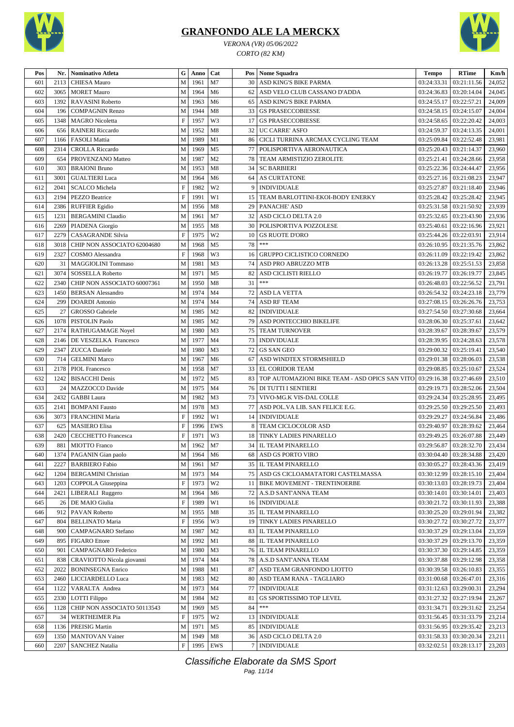# GRANFONDO ALE LA MERCKX

*VERONA (VR) 05/06/2022*

*CORTO (82 KM)*

| Pos | Nr. | Nominativo Atleta | G | Anno | Cat | Pos | Nome Squadra | Tempo | RTime | Km/h |
|---|---|---|---|---|---|---|---|---|---|---|
| 601 | 2113 | CHIESA Mauro | M | 1961 | M7 | 30 | ASD KING'S BIKE PARMA | 03:24:33.31 | 03:21:11.56 | 24,052 |
| 602 | 3065 | MORET Mauro | M | 1964 | M6 | 62 | ASD VELO CLUB CASSANO D'ADDA | 03:24:36.83 | 03:20:14.04 | 24,045 |
| 603 | 1392 | RAVASINI Roberto | M | 1963 | M6 | 65 | ASD KING'S BIKE PARMA | 03:24:55.17 | 03:22:57.21 | 24,009 |
| 604 | 196 | COMPAGNIN Renzo | M | 1944 | M8 | 33 | GS PRASECCOBIESSE | 03:24:58.15 | 03:24:15.07 | 24,004 |
| 605 | 1348 | MAGRO Nicoletta | F | 1957 | W3 | 17 | GS PRASECCOBIESSE | 03:24:58.65 | 03:22:20.42 | 24,003 |
| 606 | 656 | RAINERI Riccardo | M | 1952 | M8 | 32 | UC CARRE' ASFO | 03:24:59.37 | 03:24:13.35 | 24,001 |
| 607 | 1166 | FASOLI Mattia | M | 1989 | M1 | 86 | CICLI TURRINA ARCMAX CYCLING TEAM | 03:25:09.84 | 03:22:52.48 | 23,981 |
| 608 | 2314 | CROLLA Riccardo | M | 1969 | M5 | 77 | POLISPORTIVA AERONAUTICA | 03:25:20.43 | 03:21:14.37 | 23,960 |
| 609 | 654 | PROVENZANO Matteo | M | 1987 | M2 | 78 | TEAM ARMISTIZIO ZEROLITE | 03:25:21.41 | 03:24:28.66 | 23,958 |
| 610 | 303 | BRAIONI Bruno | M | 1953 | M8 | 34 | SC BARBIERI | 03:25:22.36 | 03:24:44.47 | 23,956 |
| 611 | 3001 | GUALTIERI Luca | M | 1964 | M6 | 64 | AS CURTATONE | 03:25:27.16 | 03:21:08.23 | 23,947 |
| 612 | 2041 | SCALCO Michela | F | 1982 | W2 | 9 | INDIVIDUALE | 03:25:27.87 | 03:21:18.40 | 23,946 |
| 613 | 2194 | PEZZO Beatrice | F | 1991 | W1 | 15 | TEAM BARLOTTINI-EKOI-BODY ENERKY | 03:25:28.42 | 03:25:28.42 | 23,945 |
| 614 | 2386 | RUFFIER Egidio | M | 1956 | M8 | 29 | PANACHE' ASD | 03:25:31.58 | 03:21:50.92 | 23,939 |
| 615 | 1231 | BERGAMINI Claudio | M | 1961 | M7 | 32 | ASD CICLO DELTA 2.0 | 03:25:32.65 | 03:23:43.90 | 23,936 |
| 616 | 2269 | PIADENA Giorgio | M | 1955 | M8 | 30 | POLISPORTIVA POZZOLESE | 03:25:40.61 | 03:22:16.96 | 23,921 |
| 617 | 2279 | CASAGRANDE Silvia | F | 1975 | W2 | 10 | GS RUOTE D'ORO | 03:25:44.26 | 03:22:03.91 | 23,914 |
| 618 | 3018 | CHIP NON ASSOCIATO 62004680 | M | 1968 | M5 | 78 | *** | 03:26:10.95 | 03:21:35.76 | 23,862 |
| 619 | 2327 | COSMO Alessandra | F | 1968 | W3 | 16 | GRUPPO CICLISTICO CORNEDO | 03:26:11.09 | 03:22:19.42 | 23,862 |
| 620 | 31 | MAGGIOLINI Tommaso | M | 1981 | M3 | 74 | ASD PRO ABRUZZO MTB | 03:26:13.28 | 03:25:51.53 | 23,858 |
| 621 | 3074 | SOSSELLA Roberto | M | 1971 | M5 | 82 | ASD CICLISTI RIELLO | 03:26:19.77 | 03:26:19.77 | 23,845 |
| 622 | 2340 | CHIP NON ASSOCIATO 60007361 | M | 1950 | M8 | 31 | *** | 03:26:48.03 | 03:22:56.52 | 23,791 |
| 623 | 1450 | BERSAN Alessandro | M | 1974 | M4 | 72 | ASD LA VETTA | 03:26:54.32 | 03:24:23.18 | 23,779 |
| 624 | 299 | DOARDI Antonio | M | 1974 | M4 | 74 | ASD RF TEAM | 03:27:08.15 | 03:26:26.76 | 23,753 |
| 625 | 27 | GROSSO Gabriele | M | 1985 | M2 | 82 | INDIVIDUALE | 03:27:54.50 | 03:27:30.68 | 23,664 |
| 626 | 1078 | PISTOLIN Paolo | M | 1985 | M2 | 79 | ASD PONTECCHIO BIKELIFE | 03:28:06.30 | 03:25:37.61 | 23,642 |
| 627 | 2174 | RATHUGAMAGE Noyel | M | 1980 | M3 | 75 | TEAM TURNOVER | 03:28:39.67 | 03:28:39.67 | 23,579 |
| 628 | 2146 | DE VESZELKA Francesco | M | 1977 | M4 | 73 | INDIVIDUALE | 03:28:39.95 | 03:24:28.63 | 23,578 |
| 629 | 2347 | ZUCCA Daniele | M | 1980 | M3 | 72 | GS SAN GEO | 03:29:00.32 | 03:25:19.41 | 23,540 |
| 630 | 714 | GELMINI Marco | M | 1967 | M6 | 67 | ASD WINDTEX STORMSHIELD | 03:29:01.38 | 03:28:06.03 | 23,538 |
| 631 | 2178 | PIOL Francesco | M | 1958 | M7 | 33 | EL CORIDOR TEAM | 03:29:08.85 | 03:25:10.67 | 23,524 |
| 632 | 1242 | BISACCHI Denis | M | 1972 | M5 | 83 | TOP AUTOMAZIONI BIKE TEAM - ASD OPICS SAN VITO | 03:29:16.38 | 03:27:46.69 | 23,510 |
| 633 | 24 | MAZZOCCO Davide | M | 1975 | M4 | 76 | DI TUTTI I SENTIERI | 03:29:19.73 | 03:28:52.06 | 23,504 |
| 634 | 2432 | GABBI Laura | M | 1982 | M3 | 73 | VIVO-MG.K VIS-DAL COLLE | 03:29:24.34 | 03:25:28.95 | 23,495 |
| 635 | 2141 | BOMPANI Fausto | M | 1978 | M3 | 77 | ASD POL.VA LIB. SAN FELICE E.G. | 03:29:25.50 | 03:29:25.50 | 23,493 |
| 636 | 3073 | FRANCHINI Maria | F | 1992 | W1 | 14 | INDIVIDUALE | 03:29:29.27 | 03:24:56.84 | 23,486 |
| 637 | 625 | MASIERO Elisa | F | 1996 | EWS | 8 | TEAM CICLOCOLOR ASD | 03:29:40.97 | 03:28:39.62 | 23,464 |
| 638 | 2420 | CECCHETTO Francesca | F | 1971 | W3 | 18 | TINKY LADIES PINARELLO | 03:29:49.25 | 03:26:07.88 | 23,449 |
| 639 | 881 | MIOTTO Franco | M | 1962 | M7 | 34 | IL TEAM PINARELLO | 03:29:56.87 | 03:28:32.70 | 23,434 |
| 640 | 1374 | PAGANIN Gian paolo | M | 1964 | M6 | 68 | ASD GS PORTO VIRO | 03:30:04.40 | 03:28:34.88 | 23,420 |
| 641 | 2227 | BARBIERO Fabio | M | 1961 | M7 | 35 | IL TEAM PINARELLO | 03:30:05.27 | 03:28:43.36 | 23,419 |
| 642 | 1204 | BERGAMINI Christian | M | 1973 | M4 | 75 | ASD GS CICLOAMATATORI CASTELMASSA | 03:30:12.99 | 03:28:15.10 | 23,404 |
| 643 | 1203 | COPPOLA Giuseppina | F | 1973 | W2 | 11 | BIKE MOVEMENT - TRENTINOERBE | 03:30:13.03 | 03:28:19.73 | 23,404 |
| 644 | 2421 | LIBERALI Ruggero | M | 1964 | M6 | 72 | A.S.D SANT'ANNA TEAM | 03:30:14.01 | 03:30:14.01 | 23,403 |
| 645 | 26 | DE MAIO Giulia | F | 1989 | W1 | 16 | INDIVIDUALE | 03:30:21.72 | 03:30:11.93 | 23,388 |
| 646 | 912 | PAVAN Roberto | M | 1955 | M8 | 35 | IL TEAM PINARELLO | 03:30:25.20 | 03:29:01.94 | 23,382 |
| 647 | 804 | BELLINATO Maria | F | 1956 | W3 | 19 | TINKY LADIES PINARELLO | 03:30:27.72 | 03:30:27.72 | 23,377 |
| 648 | 900 | CAMPAGNARO Stefano | M | 1987 | M2 | 83 | IL TEAM PINARELLO | 03:30:37.29 | 03:29:13.04 | 23,359 |
| 649 | 895 | FIGARO Ettore | M | 1992 | M1 | 88 | IL TEAM PINARELLO | 03:30:37.29 | 03:29:13.70 | 23,359 |
| 650 | 901 | CAMPAGNARO Federico | M | 1980 | M3 | 76 | IL TEAM PINARELLO | 03:30:37.30 | 03:29:14.85 | 23,359 |
| 651 | 838 | CRAVIOTTO Nicola giovanni | M | 1974 | M4 | 78 | A.S.D SANT'ANNA TEAM | 03:30:37.88 | 03:29:12.98 | 23,358 |
| 652 | 2022 | BONINSEGNA Enrico | M | 1988 | M1 | 87 | ASD TEAM GRANFONDO LIOTTO | 03:30:39.58 | 03:26:10.83 | 23,355 |
| 653 | 2460 | LICCIARDELLO Luca | M | 1983 | M2 | 80 | ASD TEAM RANA - TAGLIARO | 03:31:00.68 | 03:26:47.01 | 23,316 |
| 654 | 1122 | VARALTA Andrea | M | 1973 | M4 | 77 | INDIVIDUALE | 03:31:12.63 | 03:29:00.31 | 23,294 |
| 655 | 2330 | LOTTI Filippo | M | 1984 | M2 | 81 | GS SPORTISSIMO TOP LEVEL | 03:31:27.32 | 03:27:19.94 | 23,267 |
| 656 | 1128 | CHIP NON ASSOCIATO 50113543 | M | 1969 | M5 | 84 | *** | 03:31:34.71 | 03:29:31.62 | 23,254 |
| 657 | 34 | WERTHEIMER Pia | F | 1975 | W2 | 13 | INDIVIDUALE | 03:31:56.45 | 03:31:33.79 | 23,214 |
| 658 | 1136 | PREISIG Martin | M | 1971 | M5 | 85 | INDIVIDUALE | 03:31:56.95 | 03:29:35.42 | 23,213 |
| 659 | 1350 | MANTOVAN Vainer | M | 1949 | M8 | 36 | ASD CICLO DELTA 2.0 | 03:31:58.33 | 03:30:20.34 | 23,211 |
| 660 | 2207 | SANCHEZ Natalia | F | 1995 | EWS | 7 | INDIVIDUALE | 03:32:02.51 | 03:28:13.17 | 23,203 |

*Classifiche Elaborate da SMS Sport*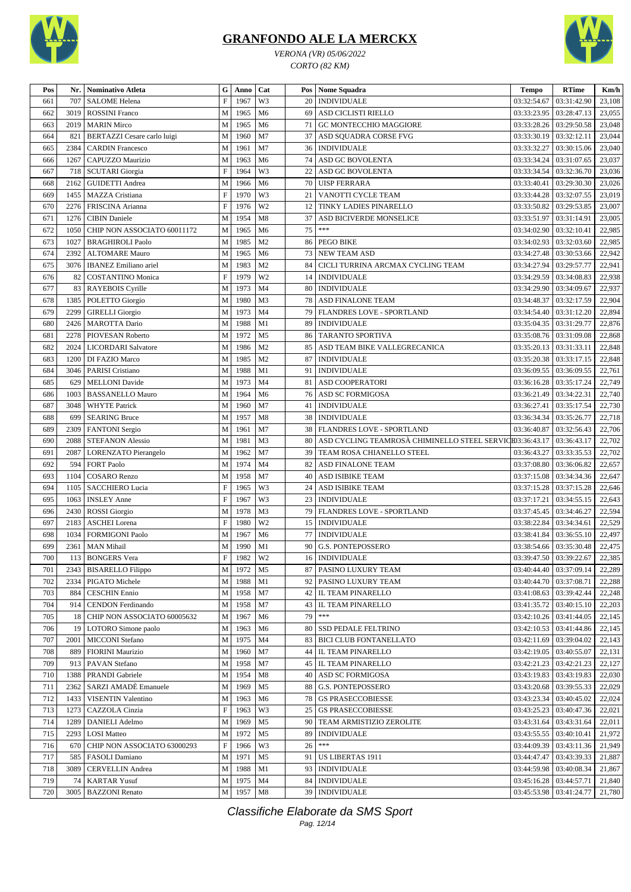# GRANFONDO ALE LA MERCKX

*VERONA (VR) 05/06/2022*

*CORTO (82 KM)*

| Pos | Nr. | Nominativo Atleta | G | Anno | Cat | Pos | Nome Squadra | Tempo | RTime | Km/h |
|---|---|---|---|---|---|---|---|---|---|---|
| 661 | 707 | SALOME Helena | F | 1967 | W3 | 20 | INDIVIDUALE | 03:32:54.67 | 03:31:42.90 | 23,108 |
| 662 | 3019 | ROSSINI Franco | M | 1965 | M6 | 69 | ASD CICLISTI RIELLO | 03:33:23.95 | 03:28:47.13 | 23,055 |
| 663 | 2019 | MARIN Mirco | M | 1965 | M6 | 71 | GC MONTECCHIO MAGGIORE | 03:33:28.26 | 03:29:50.58 | 23,048 |
| 664 | 821 | BERTAZZI Cesare carlo luigi | M | 1960 | M7 | 37 | ASD SQUADRA CORSE FVG | 03:33:30.19 | 03:32:12.11 | 23,044 |
| 665 | 2384 | CARDIN Francesco | M | 1961 | M7 | 36 | INDIVIDUALE | 03:33:32.27 | 03:30:15.06 | 23,040 |
| 666 | 1267 | CAPUZZO Maurizio | M | 1963 | M6 | 74 | ASD GC BOVOLENTA | 03:33:34.24 | 03:31:07.65 | 23,037 |
| 667 | 718 | SCUTARI Giorgia | F | 1964 | W3 | 22 | ASD GC BOVOLENTA | 03:33:34.54 | 03:32:36.70 | 23,036 |
| 668 | 2162 | GUIDETTI Andrea | M | 1966 | M6 | 70 | UISP FERRARA | 03:33:40.41 | 03:29:30.30 | 23,026 |
| 669 | 1455 | MAZZA Cristiana | F | 1970 | W3 | 21 | VANOTTI CYCLE TEAM | 03:33:44.28 | 03:32:07.55 | 23,019 |
| 670 | 2276 | FRISCINA Arianna | F | 1976 | W2 | 12 | TINKY LADIES PINARELLO | 03:33:50.82 | 03:29:53.85 | 23,007 |
| 671 | 1276 | CIBIN Daniele | M | 1954 | M8 | 37 | ASD BICIVERDE MONSELICE | 03:33:51.97 | 03:31:14.91 | 23,005 |
| 672 | 1050 | CHIP NON ASSOCIATO 60011172 | M | 1965 | M6 | 75 | *** | 03:34:02.90 | 03:32:10.41 | 22,985 |
| 673 | 1027 | BRAGHIROLI Paolo | M | 1985 | M2 | 86 | PEGO BIKE | 03:34:02.93 | 03:32:03.60 | 22,985 |
| 674 | 2392 | ALTOMARE Mauro | M | 1965 | M6 | 73 | NEW TEAM ASD | 03:34:27.48 | 03:30:53.66 | 22,942 |
| 675 | 3076 | IBANEZ Emiliano ariel | M | 1983 | M2 | 84 | CICLI TURRINA ARCMAX CYCLING TEAM | 03:34:27.94 | 03:29:57.77 | 22,941 |
| 676 | 82 | COSTANTINO Monica | F | 1979 | W2 | 14 | INDIVIDUALE | 03:34:29.59 | 03:34:08.83 | 22,938 |
| 677 | 83 | RAYEBOIS Cyrille | M | 1973 | M4 | 80 | INDIVIDUALE | 03:34:29.90 | 03:34:09.67 | 22,937 |
| 678 | 1385 | POLETTO Giorgio | M | 1980 | M3 | 78 | ASD FINALONE TEAM | 03:34:48.37 | 03:32:17.59 | 22,904 |
| 679 | 2299 | GIRELLI Giorgio | M | 1973 | M4 | 79 | FLANDRES LOVE - SPORTLAND | 03:34:54.40 | 03:31:12.20 | 22,894 |
| 680 | 2426 | MAROTTA Dario | M | 1988 | M1 | 89 | INDIVIDUALE | 03:35:04.35 | 03:31:29.77 | 22,876 |
| 681 | 2278 | PIOVESAN Roberto | M | 1972 | M5 | 86 | TARANTO SPORTIVA | 03:35:08.76 | 03:31:09.08 | 22,868 |
| 682 | 2024 | LICORDARI Salvatore | M | 1986 | M2 | 85 | ASD TEAM BIKE VALLEGRECANICA | 03:35:20.13 | 03:31:33.11 | 22,848 |
| 683 | 1200 | DI FAZIO Marco | M | 1985 | M2 | 87 | INDIVIDUALE | 03:35:20.38 | 03:33:17.15 | 22,848 |
| 684 | 3046 | PARISI Cristiano | M | 1988 | M1 | 91 | INDIVIDUALE | 03:36:09.55 | 03:36:09.55 | 22,761 |
| 685 | 629 | MELLONI Davide | M | 1973 | M4 | 81 | ASD COOPERATORI | 03:36:16.28 | 03:35:17.24 | 22,749 |
| 686 | 1003 | BASSANELLO Mauro | M | 1964 | M6 | 76 | ASD SC FORMIGOSA | 03:36:21.49 | 03:34:22.31 | 22,740 |
| 687 | 3048 | WHYTE Patrick | M | 1960 | M7 | 41 | INDIVIDUALE | 03:36:27.41 | 03:35:17.54 | 22,730 |
| 688 | 699 | SEARING Bruce | M | 1957 | M8 | 38 | INDIVIDUALE | 03:36:34.34 | 03:35:26.77 | 22,718 |
| 689 | 2309 | FANTONI Sergio | M | 1961 | M7 | 38 | FLANDRES LOVE - SPORTLAND | 03:36:40.87 | 03:32:56.43 | 22,706 |
| 690 | 2088 | STEFANON Alessio | M | 1981 | M3 | 80 | ASD CYCLING TEAMROSÀ CHIMINELLO STEEL SERVICE | 03:36:43.17 | 03:36:43.17 | 22,702 |
| 691 | 2087 | LORENZATO Pierangelo | M | 1962 | M7 | 39 | TEAM ROSA CHIANELLO STEEL | 03:36:43.27 | 03:33:35.53 | 22,702 |
| 692 | 594 | FORT Paolo | M | 1974 | M4 | 82 | ASD FINALONE TEAM | 03:37:08.80 | 03:36:06.82 | 22,657 |
| 693 | 1104 | COSARO Renzo | M | 1958 | M7 | 40 | ASD ISIBIKE TEAM | 03:37:15.08 | 03:34:34.36 | 22,647 |
| 694 | 1105 | SACCHIERO Lucia | F | 1965 | W3 | 24 | ASD ISIBIKE TEAM | 03:37:15.28 | 03:37:15.28 | 22,646 |
| 695 | 1063 | INSLEY Anne | F | 1967 | W3 | 23 | INDIVIDUALE | 03:37:17.21 | 03:34:55.15 | 22,643 |
| 696 | 2430 | ROSSI Giorgio | M | 1978 | M3 | 79 | FLANDRES LOVE - SPORTLAND | 03:37:45.45 | 03:34:46.27 | 22,594 |
| 697 | 2183 | ASCHEI Lorena | F | 1980 | W2 | 15 | INDIVIDUALE | 03:38:22.84 | 03:34:34.61 | 22,529 |
| 698 | 1034 | FORMIGONI Paolo | M | 1967 | M6 | 77 | INDIVIDUALE | 03:38:41.84 | 03:36:55.10 | 22,497 |
| 699 | 2361 | MAN Mihail | M | 1990 | M1 | 90 | G.S. PONTEPOSSERO | 03:38:54.66 | 03:35:30.48 | 22,475 |
| 700 | 113 | BONGERS Vera | F | 1982 | W2 | 16 | INDIVIDUALE | 03:39:47.50 | 03:39:22.67 | 22,385 |
| 701 | 2343 | BISARELLO Filippo | M | 1972 | M5 | 87 | PASINO LUXURY TEAM | 03:40:44.40 | 03:37:09.14 | 22,289 |
| 702 | 2334 | PIGATO Michele | M | 1988 | M1 | 92 | PASINO LUXURY TEAM | 03:40:44.70 | 03:37:08.71 | 22,288 |
| 703 | 884 | CESCHIN Ennio | M | 1958 | M7 | 42 | IL TEAM PINARELLO | 03:41:08.63 | 03:39:42.44 | 22,248 |
| 704 | 914 | CENDON Ferdinando | M | 1958 | M7 | 43 | IL TEAM PINARELLO | 03:41:35.72 | 03:40:15.10 | 22,203 |
| 705 | 18 | CHIP NON ASSOCIATO 60005632 | M | 1967 | M6 | 79 | *** | 03:42:10.26 | 03:41:44.05 | 22,145 |
| 706 | 19 | LOTORO Simone paolo | M | 1963 | M6 | 80 | SSD PEDALE FELTRINO | 03:42:10.53 | 03:41:44.86 | 22,145 |
| 707 | 2001 | MICCONI Stefano | M | 1975 | M4 | 83 | BICI CLUB FONTANELLATO | 03:42:11.69 | 03:39:04.02 | 22,143 |
| 708 | 889 | FIORINI Maurizio | M | 1960 | M7 | 44 | IL TEAM PINARELLO | 03:42:19.05 | 03:40:55.07 | 22,131 |
| 709 | 913 | PAVAN Stefano | M | 1958 | M7 | 45 | IL TEAM PINARELLO | 03:42:21.23 | 03:42:21.23 | 22,127 |
| 710 | 1388 | PRANDI Gabriele | M | 1954 | M8 | 40 | ASD SC FORMIGOSA | 03:43:19.83 | 03:43:19.83 | 22,030 |
| 711 | 2362 | SARZI AMADÈ Emanuele | M | 1969 | M5 | 88 | G.S. PONTEPOSSERO | 03:43:20.68 | 03:39:55.33 | 22,029 |
| 712 | 1433 | VISENTIN Valentino | M | 1963 | M6 | 78 | GS PRASECCOBIESSE | 03:43:23.34 | 03:40:45.02 | 22,024 |
| 713 | 1273 | CAZZOLA Cinzia | F | 1963 | W3 | 25 | GS PRASECCOBIESSE | 03:43:25.23 | 03:40:47.36 | 22,021 |
| 714 | 1289 | DANIELI Adelmo | M | 1969 | M5 | 90 | TEAM ARMISTIZIO ZEROLITE | 03:43:31.64 | 03:43:31.64 | 22,011 |
| 715 | 2293 | LOSI Matteo | M | 1972 | M5 | 89 | INDIVIDUALE | 03:43:55.55 | 03:40:10.41 | 21,972 |
| 716 | 670 | CHIP NON ASSOCIATO 63000293 | F | 1966 | W3 | 26 | *** | 03:44:09.39 | 03:43:11.36 | 21,949 |
| 717 | 585 | FASOLI Damiano | M | 1971 | M5 | 91 | US LIBERTAS 1911 | 03:44:47.47 | 03:43:39.33 | 21,887 |
| 718 | 3089 | CERVELLIN Andrea | M | 1988 | M1 | 93 | INDIVIDUALE | 03:44:59.98 | 03:40:08.34 | 21,867 |
| 719 | 74 | KARTAR Yusuf | M | 1975 | M4 | 84 | INDIVIDUALE | 03:45:16.28 | 03:44:57.71 | 21,840 |
| 720 | 3005 | BAZZONI Renato | M | 1957 | M8 | 39 | INDIVIDUALE | 03:45:53.98 | 03:41:24.77 | 21,780 |

*Classifiche Elaborate da SMS Sport*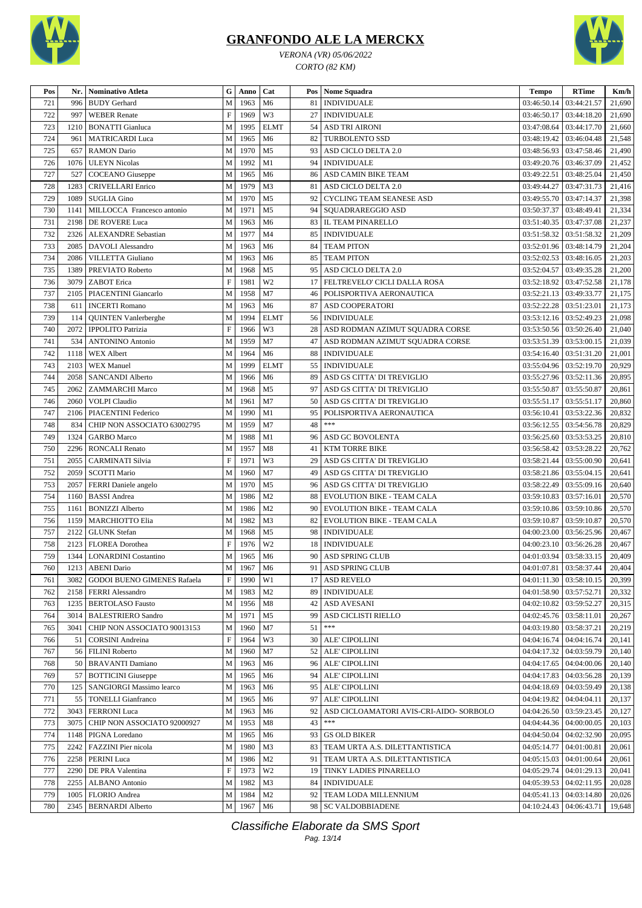# GRANFONDO ALE LA MERCKX

*VERONA (VR) 05/06/2022*

*CORTO (82 KM)*

| Pos | Nr. | Nominativo Atleta | G | Anno | Cat | Pos | Nome Squadra | Tempo | RTime | Km/h |
|---|---|---|---|---|---|---|---|---|---|---|
| 721 | 996 | BUDY Gerhard | M | 1963 | M6 | 81 | INDIVIDUALE | 03:46:50.14 | 03:44:21.57 | 21,690 |
| 722 | 997 | WEBER Renate | F | 1969 | W3 | 27 | INDIVIDUALE | 03:46:50.17 | 03:44:18.20 | 21,690 |
| 723 | 1210 | BONATTI Gianluca | M | 1995 | ELMT | 54 | ASD TRI AIRONI | 03:47:08.64 | 03:44:17.70 | 21,660 |
| 724 | 961 | MATRICARDI Luca | M | 1965 | M6 | 82 | TURBOLENTO SSD | 03:48:19.42 | 03:46:04.48 | 21,548 |
| 725 | 657 | RAMON Dario | M | 1970 | M5 | 93 | ASD CICLO DELTA 2.0 | 03:48:56.93 | 03:47:58.46 | 21,490 |
| 726 | 1076 | ULEYN Nicolas | M | 1992 | M1 | 94 | INDIVIDUALE | 03:49:20.76 | 03:46:37.09 | 21,452 |
| 727 | 527 | COCEANO Giuseppe | M | 1965 | M6 | 86 | ASD CAMIN BIKE TEAM | 03:49:22.51 | 03:48:25.04 | 21,450 |
| 728 | 1283 | CRIVELLARI Enrico | M | 1979 | M3 | 81 | ASD CICLO DELTA 2.0 | 03:49:44.27 | 03:47:31.73 | 21,416 |
| 729 | 1089 | SUGLIA Gino | M | 1970 | M5 | 92 | CYCLING TEAM SEANESE ASD | 03:49:55.70 | 03:47:14.37 | 21,398 |
| 730 | 1141 | MILLOCCA Francesco antonio | M | 1971 | M5 | 94 | SQUADRAREGGIO ASD | 03:50:37.37 | 03:48:49.41 | 21,334 |
| 731 | 2198 | DE ROVERE Luca | M | 1963 | M6 | 83 | IL TEAM PINARELLO | 03:51:40.35 | 03:47:37.08 | 21,237 |
| 732 | 2326 | ALEXANDRE Sebastian | M | 1977 | M4 | 85 | INDIVIDUALE | 03:51:58.32 | 03:51:58.32 | 21,209 |
| 733 | 2085 | DAVOLI Alessandro | M | 1963 | M6 | 84 | TEAM PITON | 03:52:01.96 | 03:48:14.79 | 21,204 |
| 734 | 2086 | VILLETTA Giuliano | M | 1963 | M6 | 85 | TEAM PITON | 03:52:02.53 | 03:48:16.05 | 21,203 |
| 735 | 1389 | PREVIATO Roberto | M | 1968 | M5 | 95 | ASD CICLO DELTA 2.0 | 03:52:04.57 | 03:49:35.28 | 21,200 |
| 736 | 3079 | ZABOT Erica | F | 1981 | W2 | 17 | FELTREVELO' CICLI DALLA ROSA | 03:52:18.92 | 03:47:52.58 | 21,178 |
| 737 | 2105 | PIACENTINI Giancarlo | M | 1958 | M7 | 46 | POLISPORTIVA AERONAUTICA | 03:52:21.13 | 03:49:33.77 | 21,175 |
| 738 | 611 | INCERTI Romano | M | 1963 | M6 | 87 | ASD COOPERATORI | 03:52:22.28 | 03:51:23.01 | 21,173 |
| 739 | 114 | QUINTEN Vanlerberghe | M | 1994 | ELMT | 56 | INDIVIDUALE | 03:53:12.16 | 03:52:49.23 | 21,098 |
| 740 | 2072 | IPPOLITO Patrizia | F | 1966 | W3 | 28 | ASD RODMAN AZIMUT SQUADRA CORSE | 03:53:50.56 | 03:50:26.40 | 21,040 |
| 741 | 534 | ANTONINO Antonio | M | 1959 | M7 | 47 | ASD RODMAN AZIMUT SQUADRA CORSE | 03:53:51.39 | 03:53:00.15 | 21,039 |
| 742 | 1118 | WEX Albert | M | 1964 | M6 | 88 | INDIVIDUALE | 03:54:16.40 | 03:51:31.20 | 21,001 |
| 743 | 2103 | WEX Manuel | M | 1999 | ELMT | 55 | INDIVIDUALE | 03:55:04.96 | 03:52:19.70 | 20,929 |
| 744 | 2058 | SANCANDI Alberto | M | 1966 | M6 | 89 | ASD GS CITTA' DI TREVIGLIO | 03:55:27.96 | 03:52:11.36 | 20,895 |
| 745 | 2062 | ZAMMARCHI Marco | M | 1968 | M5 | 97 | ASD GS CITTA' DI TREVIGLIO | 03:55:50.87 | 03:55:50.87 | 20,861 |
| 746 | 2060 | VOLPI Claudio | M | 1961 | M7 | 50 | ASD GS CITTA' DI TREVIGLIO | 03:55:51.17 | 03:55:51.17 | 20,860 |
| 747 | 2106 | PIACENTINI Federico | M | 1990 | M1 | 95 | POLISPORTIVA AERONAUTICA | 03:56:10.41 | 03:53:22.36 | 20,832 |
| 748 | 834 | CHIP NON ASSOCIATO 63002795 | M | 1959 | M7 | 48 | *** | 03:56:12.55 | 03:54:56.78 | 20,829 |
| 749 | 1324 | GARBO Marco | M | 1988 | M1 | 96 | ASD GC BOVOLENTA | 03:56:25.60 | 03:53:53.25 | 20,810 |
| 750 | 2296 | RONCALI Renato | M | 1957 | M8 | 41 | KTM TORRE BIKE | 03:56:58.42 | 03:53:28.22 | 20,762 |
| 751 | 2055 | CARMINATI Silvia | F | 1971 | W3 | 29 | ASD GS CITTA' DI TREVIGLIO | 03:58:21.44 | 03:55:00.90 | 20,641 |
| 752 | 2059 | SCOTTI Mario | M | 1960 | M7 | 49 | ASD GS CITTA' DI TREVIGLIO | 03:58:21.86 | 03:55:04.15 | 20,641 |
| 753 | 2057 | FERRI Daniele angelo | M | 1970 | M5 | 96 | ASD GS CITTA' DI TREVIGLIO | 03:58:22.49 | 03:55:09.16 | 20,640 |
| 754 | 1160 | BASSI Andrea | M | 1986 | M2 | 88 | EVOLUTION BIKE - TEAM CALA | 03:59:10.83 | 03:57:16.01 | 20,570 |
| 755 | 1161 | BONIZZI Alberto | M | 1986 | M2 | 90 | EVOLUTION BIKE - TEAM CALA | 03:59:10.86 | 03:59:10.86 | 20,570 |
| 756 | 1159 | MARCHIOTTO Elia | M | 1982 | M3 | 82 | EVOLUTION BIKE - TEAM CALA | 03:59:10.87 | 03:59:10.87 | 20,570 |
| 757 | 2122 | GLUNK Stefan | M | 1968 | M5 | 98 | INDIVIDUALE | 04:00:23.00 | 03:56:25.96 | 20,467 |
| 758 | 2123 | FLOREA Dorothea | F | 1976 | W2 | 18 | INDIVIDUALE | 04:00:23.10 | 03:56:26.28 | 20,467 |
| 759 | 1344 | LONARDINI Costantino | M | 1965 | M6 | 90 | ASD SPRING CLUB | 04:01:03.94 | 03:58:33.15 | 20,409 |
| 760 | 1213 | ABENI Dario | M | 1967 | M6 | 91 | ASD SPRING CLUB | 04:01:07.81 | 03:58:37.44 | 20,404 |
| 761 | 3082 | GODOI BUENO GIMENES Rafaela | F | 1990 | W1 | 17 | ASD REVELO | 04:01:11.30 | 03:58:10.15 | 20,399 |
| 762 | 2158 | FERRI Alessandro | M | 1983 | M2 | 89 | INDIVIDUALE | 04:01:58.90 | 03:57:52.71 | 20,332 |
| 763 | 1235 | BERTOLASO Fausto | M | 1956 | M8 | 42 | ASD AVESANI | 04:02:10.82 | 03:59:52.27 | 20,315 |
| 764 | 3014 | BALESTRIERO Sandro | M | 1971 | M5 | 99 | ASD CICLISTI RIELLO | 04:02:45.76 | 03:58:11.01 | 20,267 |
| 765 | 3041 | CHIP NON ASSOCIATO 90013153 | M | 1960 | M7 | 51 | *** | 04:03:19.80 | 03:58:37.21 | 20,219 |
| 766 | 51 | CORSINI Andreina | F | 1964 | W3 | 30 | ALE' CIPOLLINI | 04:04:16.74 | 04:04:16.74 | 20,141 |
| 767 | 56 | FILINI Roberto | M | 1960 | M7 | 52 | ALE' CIPOLLINI | 04:04:17.32 | 04:03:59.79 | 20,140 |
| 768 | 50 | BRAVANTI Damiano | M | 1963 | M6 | 96 | ALE' CIPOLLINI | 04:04:17.65 | 04:04:00.06 | 20,140 |
| 769 | 57 | BOTTICINI Giuseppe | M | 1965 | M6 | 94 | ALE' CIPOLLINI | 04:04:17.83 | 04:03:56.28 | 20,139 |
| 770 | 125 | SANGIORGI Massimo learco | M | 1963 | M6 | 95 | ALE' CIPOLLINI | 04:04:18.69 | 04:03:59.49 | 20,138 |
| 771 | 55 | TONELLI Gianfranco | M | 1965 | M6 | 97 | ALE' CIPOLLINI | 04:04:19.82 | 04:04:04.11 | 20,137 |
| 772 | 3043 | FERRONI Luca | M | 1963 | M6 | 92 | ASD CICLOAMATORI AVIS-CRI-AIDO- SORBOLO | 04:04:26.50 | 03:59:23.45 | 20,127 |
| 773 | 3075 | CHIP NON ASSOCIATO 92000927 | M | 1953 | M8 | 43 | *** | 04:04:44.36 | 04:00:00.05 | 20,103 |
| 774 | 1148 | PIGNA Loredano | M | 1965 | M6 | 93 | GS OLD BIKER | 04:04:50.04 | 04:02:32.90 | 20,095 |
| 775 | 2242 | FAZZINI Pier nicola | M | 1980 | M3 | 83 | TEAM URTA A.S. DILETTANTISTICA | 04:05:14.77 | 04:01:00.81 | 20,061 |
| 776 | 2258 | PERINI Luca | M | 1986 | M2 | 91 | TEAM URTA A.S. DILETTANTISTICA | 04:05:15.03 | 04:01:00.64 | 20,061 |
| 777 | 2290 | DE PRA Valentina | F | 1973 | W2 | 19 | TINKY LADIES PINARELLO | 04:05:29.74 | 04:01:29.13 | 20,041 |
| 778 | 2255 | ALBANO Antonio | M | 1982 | M3 | 84 | INDIVIDUALE | 04:05:39.53 | 04:02:11.95 | 20,028 |
| 779 | 1005 | FLORIO Andrea | M | 1984 | M2 | 92 | TEAM LODA MILLENNIUM | 04:05:41.13 | 04:03:14.80 | 20,026 |
| 780 | 2345 | BERNARDI Alberto | M | 1967 | M6 | 98 | SC VALDOBBIADENE | 04:10:24.43 | 04:06:43.71 | 19,648 |

*Classifiche Elaborate da SMS Sport*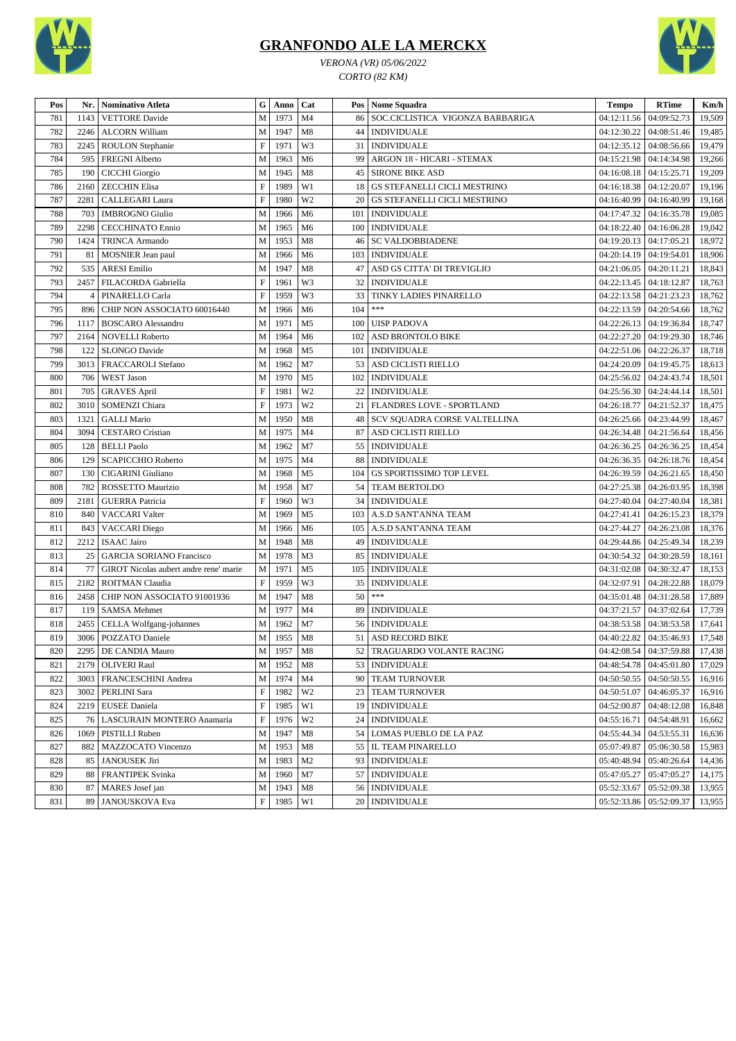# GRANFONDO ALE LA MERCKX

*VERONA (VR) 05/06/2022*

*CORTO (82 KM)*

| Pos | Nr. | Nominativo Atleta | G | Anno | Cat | Pos | Nome Squadra | Tempo | RTime | Km/h |
|---|---|---|---|---|---|---|---|---|---|---|
| 781 | 1143 | VETTORE Davide | M | 1973 | M4 | 86 | SOC.CICLISTICA VIGONZA BARBARIGA | 04:12:11.56 | 04:09:52.73 | 19,509 |
| 782 | 2246 | ALCORN William | M | 1947 | M8 | 44 | INDIVIDUALE | 04:12:30.22 | 04:08:51.46 | 19,485 |
| 783 | 2245 | ROULON Stephanie | F | 1971 | W3 | 31 | INDIVIDUALE | 04:12:35.12 | 04:08:56.66 | 19,479 |
| 784 | 595 | FREGNI Alberto | M | 1963 | M6 | 99 | ARGON 18 - HICARI - STEMAX | 04:15:21.98 | 04:14:34.98 | 19,266 |
| 785 | 190 | CICCHI Giorgio | M | 1945 | M8 | 45 | SIRONE BIKE ASD | 04:16:08.18 | 04:15:25.71 | 19,209 |
| 786 | 2160 | ZECCHIN Elisa | F | 1989 | W1 | 18 | GS STEFANELLI CICLI MESTRINO | 04:16:18.38 | 04:12:20.07 | 19,196 |
| 787 | 2281 | CALLEGARI Laura | F | 1980 | W2 | 20 | GS STEFANELLI CICLI MESTRINO | 04:16:40.99 | 04:16:40.99 | 19,168 |
| 788 | 703 | IMBROGNO Giulio | M | 1966 | M6 | 101 | INDIVIDUALE | 04:17:47.32 | 04:16:35.78 | 19,085 |
| 789 | 2298 | CECCHINATO Ennio | M | 1965 | M6 | 100 | INDIVIDUALE | 04:18:22.40 | 04:16:06.28 | 19,042 |
| 790 | 1424 | TRINCA Armando | M | 1953 | M8 | 46 | SC VALDOBBIADENE | 04:19:20.13 | 04:17:05.21 | 18,972 |
| 791 | 81 | MOSNIER Jean paul | M | 1966 | M6 | 103 | INDIVIDUALE | 04:20:14.19 | 04:19:54.01 | 18,906 |
| 792 | 535 | ARESI Emilio | M | 1947 | M8 | 47 | ASD GS CITTA' DI TREVIGLIO | 04:21:06.05 | 04:20:11.21 | 18,843 |
| 793 | 2457 | FILACORDA Gabriella | F | 1961 | W3 | 32 | INDIVIDUALE | 04:22:13.45 | 04:18:12.87 | 18,763 |
| 794 | 4 | PINARELLO Carla | F | 1959 | W3 | 33 | TINKY LADIES PINARELLO | 04:22:13.58 | 04:21:23.23 | 18,762 |
| 795 | 896 | CHIP NON ASSOCIATO 60016440 | M | 1966 | M6 | 104 | *** | 04:22:13.59 | 04:20:54.66 | 18,762 |
| 796 | 1117 | BOSCARO Alessandro | M | 1971 | M5 | 100 | UISP PADOVA | 04:22:26.13 | 04:19:36.84 | 18,747 |
| 797 | 2164 | NOVELLI Roberto | M | 1964 | M6 | 102 | ASD BRONTOLO BIKE | 04:22:27.20 | 04:19:29.30 | 18,746 |
| 798 | 122 | SLONGO Davide | M | 1968 | M5 | 101 | INDIVIDUALE | 04:22:51.06 | 04:22:26.37 | 18,718 |
| 799 | 3013 | FRACCAROLI Stefano | M | 1962 | M7 | 53 | ASD CICLISTI RIELLO | 04:24:20.09 | 04:19:45.75 | 18,613 |
| 800 | 706 | WEST Jason | M | 1970 | M5 | 102 | INDIVIDUALE | 04:25:56.02 | 04:24:43.74 | 18,501 |
| 801 | 705 | GRAVES April | F | 1981 | W2 | 22 | INDIVIDUALE | 04:25:56.30 | 04:24:44.14 | 18,501 |
| 802 | 3010 | SOMENZI Chiara | F | 1973 | W2 | 21 | FLANDRES LOVE - SPORTLAND | 04:26:18.77 | 04:21:52.37 | 18,475 |
| 803 | 1321 | GALLI Mario | M | 1950 | M8 | 48 | SCV SQUADRA CORSE VALTELLINA | 04:26:25.66 | 04:23:44.99 | 18,467 |
| 804 | 3094 | CESTARO Cristian | M | 1975 | M4 | 87 | ASD CICLISTI RIELLO | 04:26:34.48 | 04:21:56.64 | 18,456 |
| 805 | 128 | BELLI Paolo | M | 1962 | M7 | 55 | INDIVIDUALE | 04:26:36.25 | 04:26:36.25 | 18,454 |
| 806 | 129 | SCAPICCHIO Roberto | M | 1975 | M4 | 88 | INDIVIDUALE | 04:26:36.35 | 04:26:18.76 | 18,454 |
| 807 | 130 | CIGARINI Giuliano | M | 1968 | M5 | 104 | GS SPORTISSIMO TOP LEVEL | 04:26:39.59 | 04:26:21.65 | 18,450 |
| 808 | 782 | ROSSETTO Maurizio | M | 1958 | M7 | 54 | TEAM BERTOLDO | 04:27:25.38 | 04:26:03.95 | 18,398 |
| 809 | 2181 | GUERRA Patricia | F | 1960 | W3 | 34 | INDIVIDUALE | 04:27:40.04 | 04:27:40.04 | 18,381 |
| 810 | 840 | VACCARI Valter | M | 1969 | M5 | 103 | A.S.D SANT'ANNA TEAM | 04:27:41.41 | 04:26:15.23 | 18,379 |
| 811 | 843 | VACCARI Diego | M | 1966 | M6 | 105 | A.S.D SANT'ANNA TEAM | 04:27:44.27 | 04:26:23.08 | 18,376 |
| 812 | 2212 | ISAAC Jairo | M | 1948 | M8 | 49 | INDIVIDUALE | 04:29:44.86 | 04:25:49.34 | 18,239 |
| 813 | 25 | GARCIA SORIANO Francisco | M | 1978 | M3 | 85 | INDIVIDUALE | 04:30:54.32 | 04:30:28.59 | 18,161 |
| 814 | 77 | GIROT Nicolas aubert andre rene' marie | M | 1971 | M5 | 105 | INDIVIDUALE | 04:31:02.08 | 04:30:32.47 | 18,153 |
| 815 | 2182 | ROITMAN Claudia | F | 1959 | W3 | 35 | INDIVIDUALE | 04:32:07.91 | 04:28:22.88 | 18,079 |
| 816 | 2458 | CHIP NON ASSOCIATO 91001936 | M | 1947 | M8 | 50 | *** | 04:35:01.48 | 04:31:28.58 | 17,889 |
| 817 | 119 | SAMSA Mehmet | M | 1977 | M4 | 89 | INDIVIDUALE | 04:37:21.57 | 04:37:02.64 | 17,739 |
| 818 | 2455 | CELLA Wolfgang-johannes | M | 1962 | M7 | 56 | INDIVIDUALE | 04:38:53.58 | 04:38:53.58 | 17,641 |
| 819 | 3006 | POZZATO Daniele | M | 1955 | M8 | 51 | ASD RECORD BIKE | 04:40:22.82 | 04:35:46.93 | 17,548 |
| 820 | 2295 | DE CANDIA Mauro | M | 1957 | M8 | 52 | TRAGUARDO VOLANTE RACING | 04:42:08.54 | 04:37:59.88 | 17,438 |
| 821 | 2179 | OLIVERI Raul | M | 1952 | M8 | 53 | INDIVIDUALE | 04:48:54.78 | 04:45:01.80 | 17,029 |
| 822 | 3003 | FRANCESCHINI Andrea | M | 1974 | M4 | 90 | TEAM TURNOVER | 04:50:50.55 | 04:50:50.55 | 16,916 |
| 823 | 3002 | PERLINI Sara | F | 1982 | W2 | 23 | TEAM TURNOVER | 04:50:51.07 | 04:46:05.37 | 16,916 |
| 824 | 2219 | EUSEE Daniela | F | 1985 | W1 | 19 | INDIVIDUALE | 04:52:00.87 | 04:48:12.08 | 16,848 |
| 825 | 76 | LASCURAIN MONTERO Anamaria | F | 1976 | W2 | 24 | INDIVIDUALE | 04:55:16.71 | 04:54:48.91 | 16,662 |
| 826 | 1069 | PISTILLI Ruben | M | 1947 | M8 | 54 | LOMAS PUEBLO DE LA PAZ | 04:55:44.34 | 04:53:55.31 | 16,636 |
| 827 | 882 | MAZZOCATO Vincenzo | M | 1953 | M8 | 55 | IL TEAM PINARELLO | 05:07:49.87 | 05:06:30.58 | 15,983 |
| 828 | 85 | JANOUSEK Jiri | M | 1983 | M2 | 93 | INDIVIDUALE | 05:40:48.94 | 05:40:26.64 | 14,436 |
| 829 | 88 | FRANTIPEK Svinka | M | 1960 | M7 | 57 | INDIVIDUALE | 05:47:05.27 | 05:47:05.27 | 14,175 |
| 830 | 87 | MARES Josef jan | M | 1943 | M8 | 56 | INDIVIDUALE | 05:52:33.67 | 05:52:09.38 | 13,955 |
| 831 | 89 | JANOUSKOVA Eva | F | 1985 | W1 | 20 | INDIVIDUALE | 05:52:33.86 | 05:52:09.37 | 13,955 |